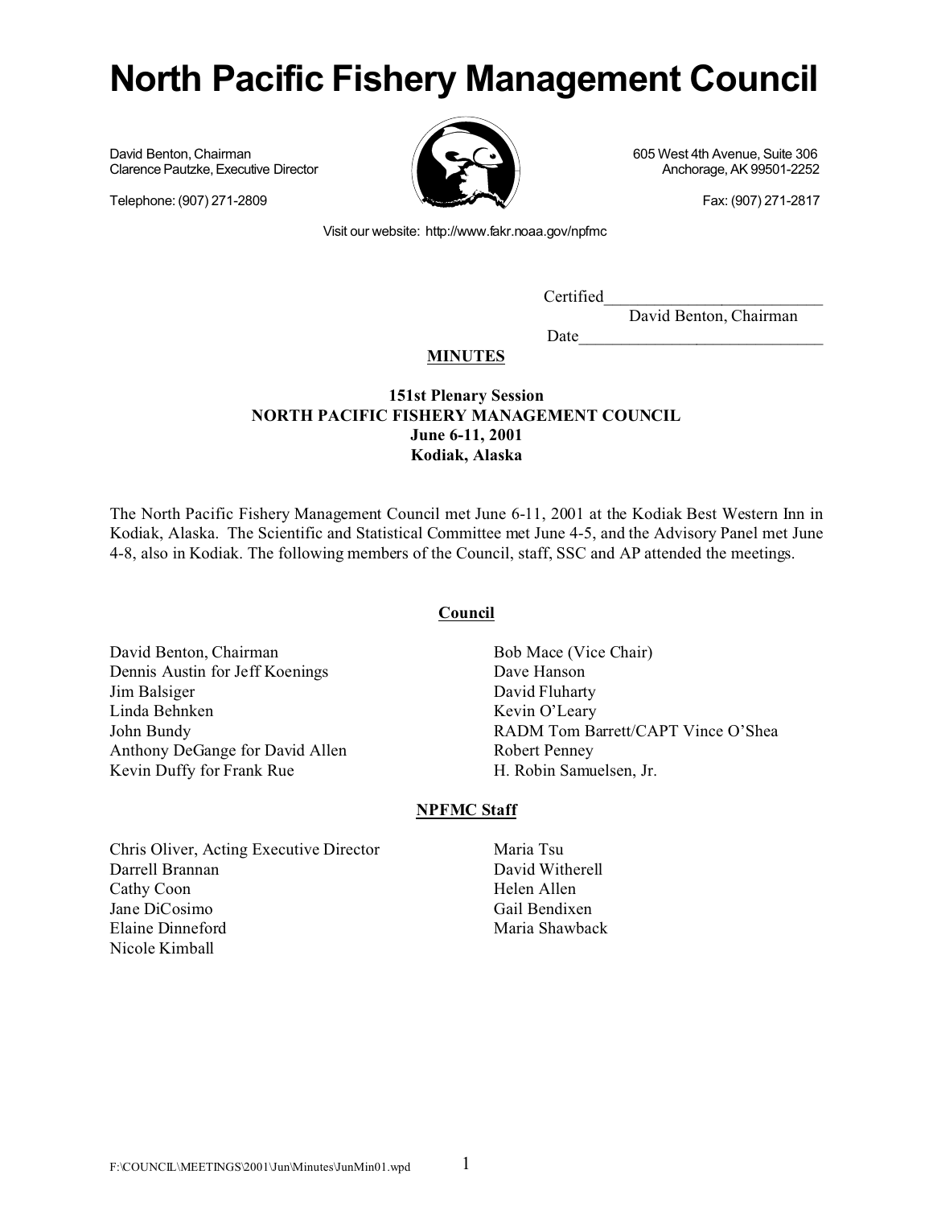# North Pacific Fishery Management Council

David Benton, Chairman
Clarence Pautzke, Executive Director

605 West 4th Avenue, Suite 306
Anchorage, AK 99501-2252

Telephone: (907) 271-2809

Fax: (907) 271-2817

Visit our website: http://www.fakr.noaa.gov/npfmc

Certified__________________________
David Benton, Chairman

Date______________________________

**MINUTES**

**151st Plenary Session**
**NORTH PACIFIC FISHERY MANAGEMENT COUNCIL**
**June 6-11, 2001**
**Kodiak, Alaska**

The North Pacific Fishery Management Council met June 6-11, 2001 at the Kodiak Best Western Inn in Kodiak, Alaska. The Scientific and Statistical Committee met June 4-5, and the Advisory Panel met June 4-8, also in Kodiak. The following members of the Council, staff, SSC and AP attended the meetings.

## Council

David Benton, Chairman
Dennis Austin for Jeff Koenings
Jim Balsiger
Linda Behnken
John Bundy
Anthony DeGange for David Allen
Kevin Duffy for Frank Rue
Bob Mace (Vice Chair)
Dave Hanson
David Fluharty
Kevin O'Leary
RADM Tom Barrett/CAPT Vince O'Shea
Robert Penney
H. Robin Samuelsen, Jr.

## NPFMC Staff

Chris Oliver, Acting Executive Director
Darrell Brannan
Cathy Coon
Jane DiCosimo
Elaine Dinneford
Nicole Kimball
Maria Tsu
David Witherell
Helen Allen
Gail Bendixen
Maria Shawback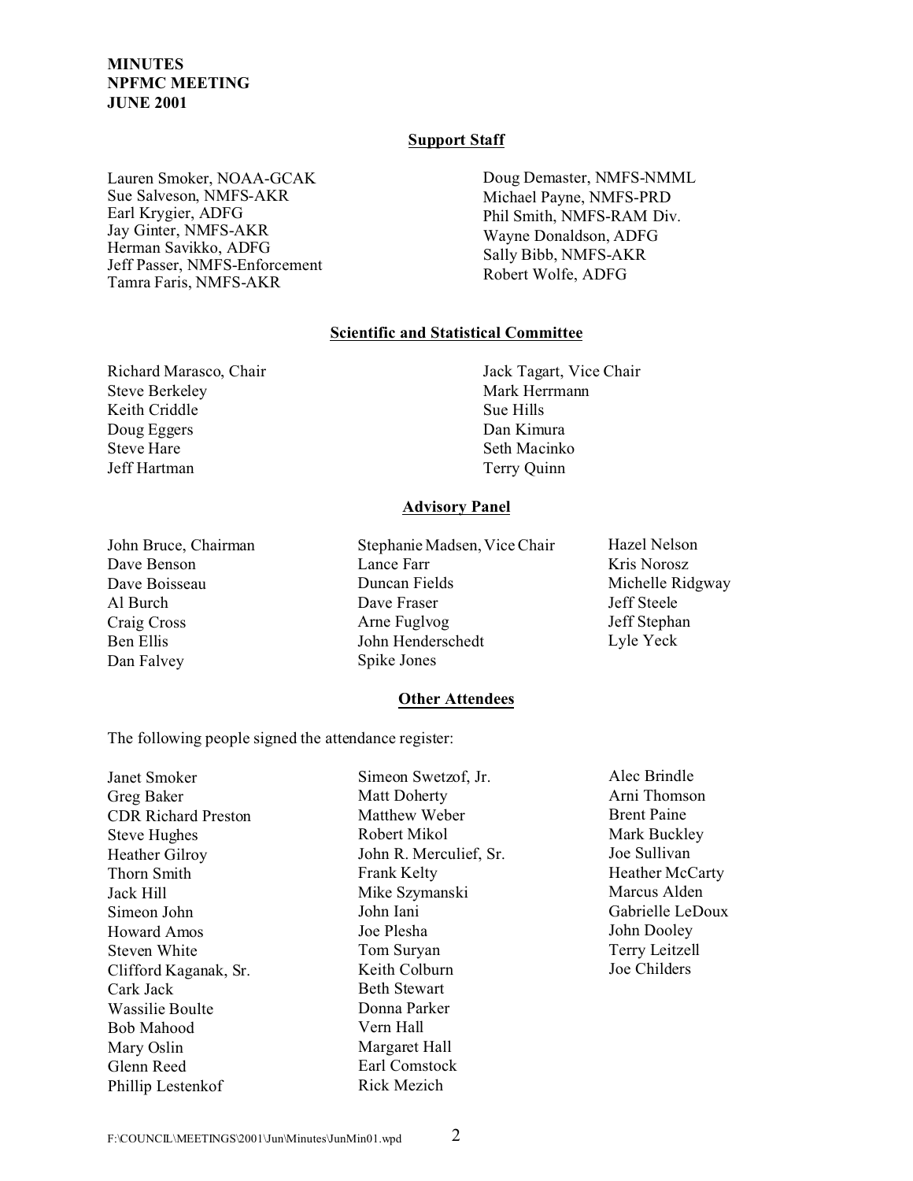**MINUTES**
**NPFMC MEETING**
**JUNE 2001**

## Support Staff

Lauren Smoker, NOAA-GCAK
Sue Salveson, NMFS-AKR
Earl Krygier, ADFG
Jay Ginter, NMFS-AKR
Herman Savikko, ADFG
Jeff Passer, NMFS-Enforcement
Tamra Faris, NMFS-AKR
Doug Demaster, NMFS-NMML
Michael Payne, NMFS-PRD
Phil Smith, NMFS-RAM Div.
Wayne Donaldson, ADFG
Sally Bibb, NMFS-AKR
Robert Wolfe, ADFG

## Scientific and Statistical Committee

Richard Marasco, Chair
Steve Berkeley
Keith Criddle
Doug Eggers
Steve Hare
Jeff Hartman
Jack Tagart, Vice Chair
Mark Herrmann
Sue Hills
Dan Kimura
Seth Macinko
Terry Quinn

## Advisory Panel

John Bruce, Chairman
Dave Benson
Dave Boisseau
Al Burch
Craig Cross
Ben Ellis
Dan Falvey
Stephanie Madsen, Vice Chair
Lance Farr
Duncan Fields
Dave Fraser
Arne Fuglvog
John Henderschedt
Spike Jones
Hazel Nelson
Kris Norosz
Michelle Ridgway
Jeff Steele
Jeff Stephan
Lyle Yeck

## Other Attendees

The following people signed the attendance register:

Janet Smoker
Greg Baker
CDR Richard Preston
Steve Hughes
Heather Gilroy
Thorn Smith
Jack Hill
Simeon John
Howard Amos
Steven White
Clifford Kaganak, Sr.
Cark Jack
Wassilie Boulte
Bob Mahood
Mary Oslin
Glenn Reed
Phillip Lestenkof
Simeon Swetzof, Jr.
Matt Doherty
Matthew Weber
Robert Mikol
John R. Merculief, Sr.
Frank Kelty
Mike Szymanski
John Iani
Joe Plesha
Tom Suryan
Keith Colburn
Beth Stewart
Donna Parker
Vern Hall
Margaret Hall
Earl Comstock
Rick Mezich
Alec Brindle
Arni Thomson
Brent Paine
Mark Buckley
Joe Sullivan
Heather McCarty
Marcus Alden
Gabrielle LeDoux
John Dooley
Terry Leitzell
Joe Childers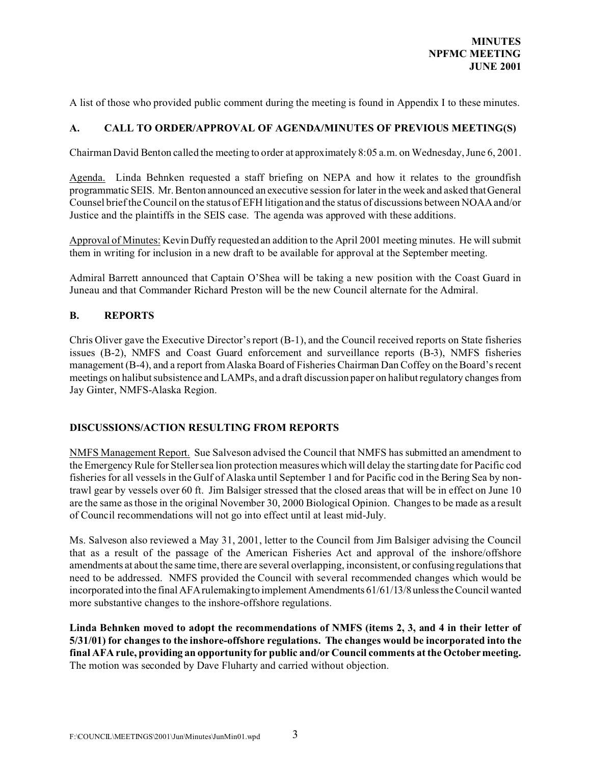A list of those who provided public comment during the meeting is found in Appendix I to these minutes.

## A. CALL TO ORDER/APPROVAL OF AGENDA/MINUTES OF PREVIOUS MEETING(S)

Chairman David Benton called the meeting to order at approximately 8:05 a.m. on Wednesday, June 6, 2001.

Agenda. Linda Behnken requested a staff briefing on NEPA and how it relates to the groundfish programmatic SEIS. Mr. Benton announced an executive session for later in the week and asked that General Counsel brief the Council on the status of EFH litigation and the status of discussions between NOAA and/or Justice and the plaintiffs in the SEIS case. The agenda was approved with these additions.

Approval of Minutes: Kevin Duffy requested an addition to the April 2001 meeting minutes. He will submit them in writing for inclusion in a new draft to be available for approval at the September meeting.

Admiral Barrett announced that Captain O'Shea will be taking a new position with the Coast Guard in Juneau and that Commander Richard Preston will be the new Council alternate for the Admiral.

## B. REPORTS

Chris Oliver gave the Executive Director's report (B-1), and the Council received reports on State fisheries issues (B-2), NMFS and Coast Guard enforcement and surveillance reports (B-3), NMFS fisheries management (B-4), and a report from Alaska Board of Fisheries Chairman Dan Coffey on the Board's recent meetings on halibut subsistence and LAMPs, and a draft discussion paper on halibut regulatory changes from Jay Ginter, NMFS-Alaska Region.

### DISCUSSIONS/ACTION RESULTING FROM REPORTS

NMFS Management Report. Sue Salveson advised the Council that NMFS has submitted an amendment to the Emergency Rule for Steller sea lion protection measures which will delay the starting date for Pacific cod fisheries for all vessels in the Gulf of Alaska until September 1 and for Pacific cod in the Bering Sea by non-trawl gear by vessels over 60 ft. Jim Balsiger stressed that the closed areas that will be in effect on June 10 are the same as those in the original November 30, 2000 Biological Opinion. Changes to be made as a result of Council recommendations will not go into effect until at least mid-July.

Ms. Salveson also reviewed a May 31, 2001, letter to the Council from Jim Balsiger advising the Council that as a result of the passage of the American Fisheries Act and approval of the inshore/offshore amendments at about the same time, there are several overlapping, inconsistent, or confusing regulations that need to be addressed. NMFS provided the Council with several recommended changes which would be incorporated into the final AFA rulemaking to implement Amendments 61/61/13/8 unless the Council wanted more substantive changes to the inshore-offshore regulations.

**Linda Behnken moved to adopt the recommendations of NMFS (items 2, 3, and 4 in their letter of 5/31/01) for changes to the inshore-offshore regulations. The changes would be incorporated into the final AFA rule, providing an opportunity for public and/or Council comments at the October meeting.** The motion was seconded by Dave Fluharty and carried without objection.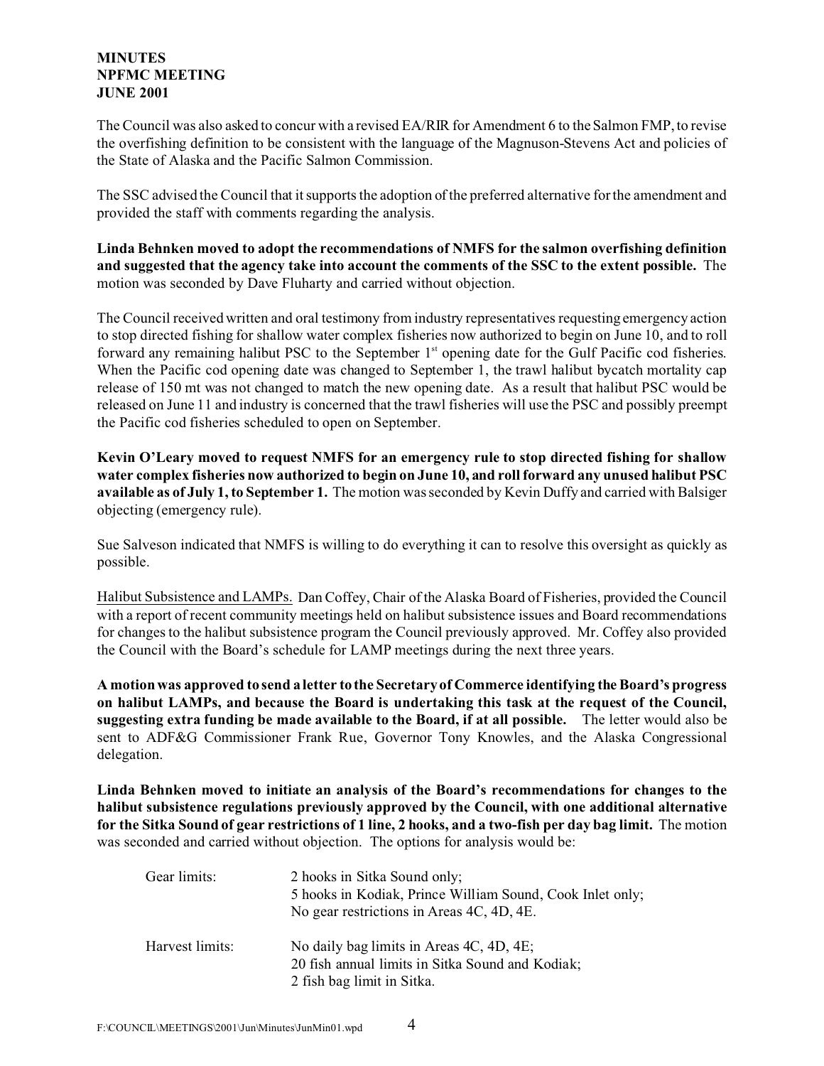The Council was also asked to concur with a revised EA/RIR for Amendment 6 to the Salmon FMP, to revise the overfishing definition to be consistent with the language of the Magnuson-Stevens Act and policies of the State of Alaska and the Pacific Salmon Commission.

The SSC advised the Council that it supports the adoption of the preferred alternative for the amendment and provided the staff with comments regarding the analysis.

**Linda Behnken moved to adopt the recommendations of NMFS for the salmon overfishing definition and suggested that the agency take into account the comments of the SSC to the extent possible.** The motion was seconded by Dave Fluharty and carried without objection.

The Council received written and oral testimony from industry representatives requesting emergency action to stop directed fishing for shallow water complex fisheries now authorized to begin on June 10, and to roll forward any remaining halibut PSC to the September 1st opening date for the Gulf Pacific cod fisheries. When the Pacific cod opening date was changed to September 1, the trawl halibut bycatch mortality cap release of 150 mt was not changed to match the new opening date. As a result that halibut PSC would be released on June 11 and industry is concerned that the trawl fisheries will use the PSC and possibly preempt the Pacific cod fisheries scheduled to open on September.

**Kevin O'Leary moved to request NMFS for an emergency rule to stop directed fishing for shallow water complex fisheries now authorized to begin on June 10, and roll forward any unused halibut PSC available as of July 1, to September 1.** The motion was seconded by Kevin Duffy and carried with Balsiger objecting (emergency rule).

Sue Salveson indicated that NMFS is willing to do everything it can to resolve this oversight as quickly as possible.

Halibut Subsistence and LAMPs. Dan Coffey, Chair of the Alaska Board of Fisheries, provided the Council with a report of recent community meetings held on halibut subsistence issues and Board recommendations for changes to the halibut subsistence program the Council previously approved. Mr. Coffey also provided the Council with the Board's schedule for LAMP meetings during the next three years.

**A motion was approved to send a letter to the Secretary of Commerce identifying the Board's progress on halibut LAMPs, and because the Board is undertaking this task at the request of the Council, suggesting extra funding be made available to the Board, if at all possible.** The letter would also be sent to ADF&G Commissioner Frank Rue, Governor Tony Knowles, and the Alaska Congressional delegation.

**Linda Behnken moved to initiate an analysis of the Board's recommendations for changes to the halibut subsistence regulations previously approved by the Council, with one additional alternative for the Sitka Sound of gear restrictions of 1 line, 2 hooks, and a two-fish per day bag limit.** The motion was seconded and carried without objection. The options for analysis would be:

| | |
|---|---|
| Gear limits: | 2 hooks in Sitka Sound only;<br>5 hooks in Kodiak, Prince William Sound, Cook Inlet only;<br>No gear restrictions in Areas 4C, 4D, 4E. |
| Harvest limits: | No daily bag limits in Areas 4C, 4D, 4E;<br>20 fish annual limits in Sitka Sound and Kodiak;<br>2 fish bag limit in Sitka. |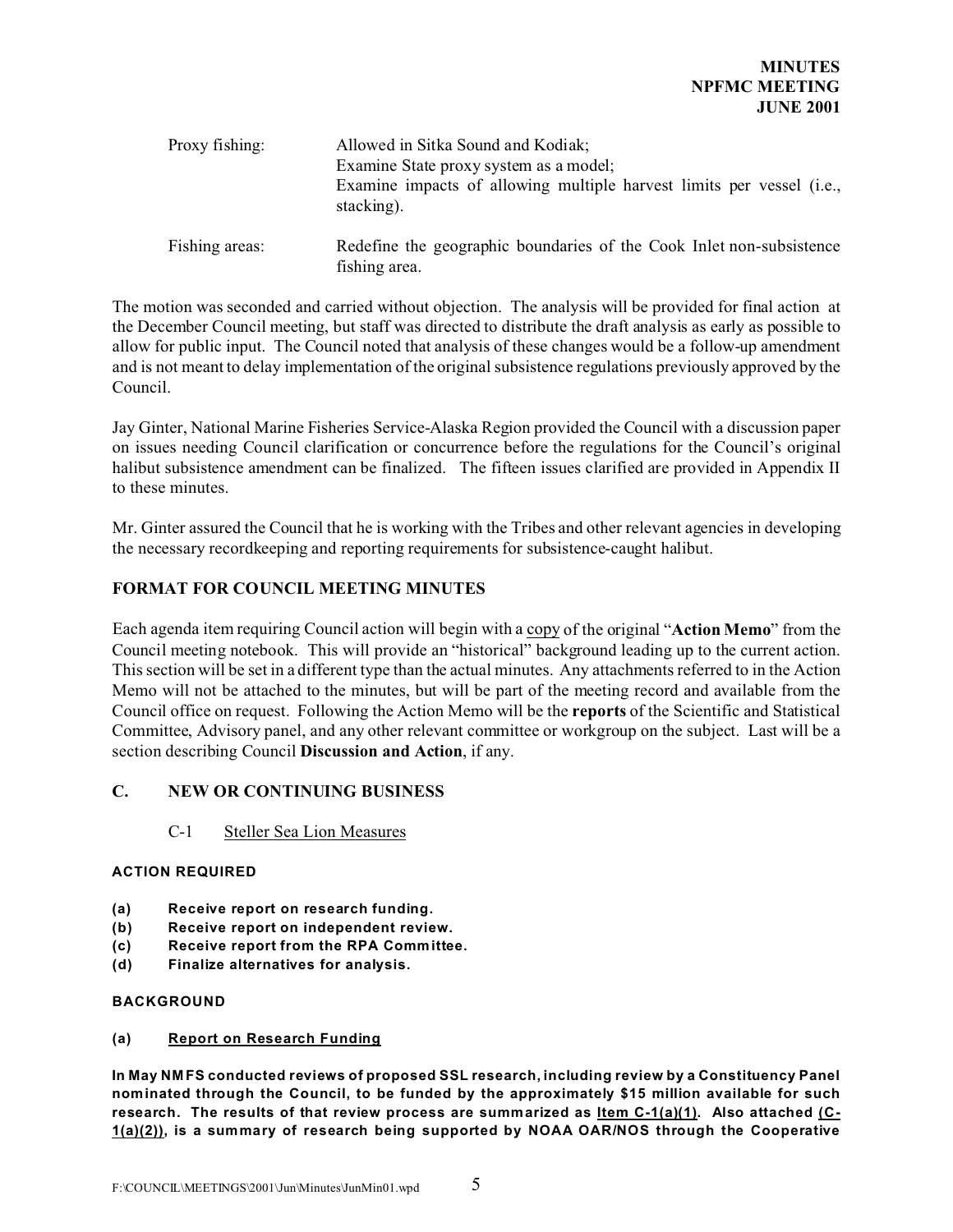| | |
|---|---|
| Proxy fishing: | Allowed in Sitka Sound and Kodiak;<br>Examine State proxy system as a model;<br>Examine impacts of allowing multiple harvest limits per vessel (i.e., stacking). |
| Fishing areas: | Redefine the geographic boundaries of the Cook Inlet non-subsistence fishing area. |

The motion was seconded and carried without objection. The analysis will be provided for final action at the December Council meeting, but staff was directed to distribute the draft analysis as early as possible to allow for public input. The Council noted that analysis of these changes would be a follow-up amendment and is not meant to delay implementation of the original subsistence regulations previously approved by the Council.

Jay Ginter, National Marine Fisheries Service-Alaska Region provided the Council with a discussion paper on issues needing Council clarification or concurrence before the regulations for the Council's original halibut subsistence amendment can be finalized. The fifteen issues clarified are provided in Appendix II to these minutes.

Mr. Ginter assured the Council that he is working with the Tribes and other relevant agencies in developing the necessary recordkeeping and reporting requirements for subsistence-caught halibut.

## FORMAT FOR COUNCIL MEETING MINUTES

Each agenda item requiring Council action will begin with a copy of the original "**Action Memo**" from the Council meeting notebook. This will provide an "historical" background leading up to the current action. This section will be set in a different type than the actual minutes. Any attachments referred to in the Action Memo will not be attached to the minutes, but will be part of the meeting record and available from the Council office on request. Following the Action Memo will be the **reports** of the Scientific and Statistical Committee, Advisory panel, and any other relevant committee or workgroup on the subject. Last will be a section describing Council **Discussion and Action**, if any.

## C. NEW OR CONTINUING BUSINESS

### C-1 Steller Sea Lion Measures

**ACTION REQUIRED**

**(a) Receive report on research funding.**
**(b) Receive report on independent review.**
**(c) Receive report from the RPA Committee.**
**(d) Finalize alternatives for analysis.**

**BACKGROUND**

**(a) Report on Research Funding**

**In May NMFS conducted reviews of proposed SSL research, including review by a Constituency Panel nominated through the Council, to be funded by the approximately $15 million available for such research. The results of that review process are summarized as Item C-1(a)(1). Also attached (C-1(a)(2)), is a summary of research being supported by NOAA OAR/NOS through the Cooperative**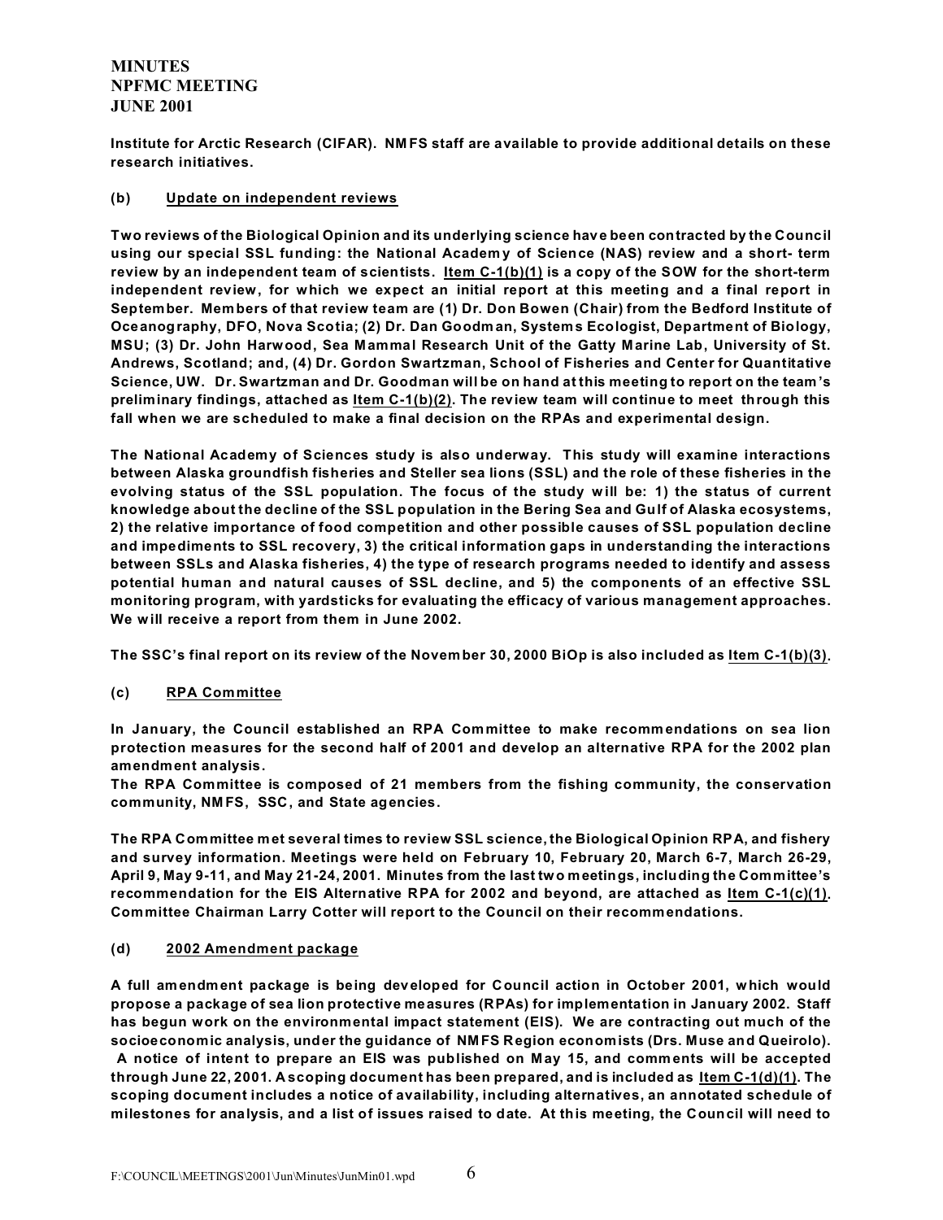**Institute for Arctic Research (CIFAR). NMFS staff are available to provide additional details on these research initiatives.**

**(b) Update on independent reviews**

**Two reviews of the Biological Opinion and its underlying science have been contracted by the Council using our special SSL funding: the National Academy of Science (NAS) review and a short- term review by an independent team of scientists. Item C-1(b)(1) is a copy of the SOW for the short-term independent review, for which we expect an initial report at this meeting and a final report in September. Members of that review team are (1) Dr. Don Bowen (Chair) from the Bedford Institute of Oceanography, DFO, Nova Scotia; (2) Dr. Dan Goodman, Systems Ecologist, Department of Biology, MSU; (3) Dr. John Harwood, Sea Mammal Research Unit of the Gatty Marine Lab, University of St. Andrews, Scotland; and, (4) Dr. Gordon Swartzman, School of Fisheries and Center for Quantitative Science, UW. Dr. Swartzman and Dr. Goodman will be on hand at this meeting to report on the team's preliminary findings, attached as Item C-1(b)(2). The review team will continue to meet through this fall when we are scheduled to make a final decision on the RPAs and experimental design.**

**The National Academy of Sciences study is also underway. This study will examine interactions between Alaska groundfish fisheries and Steller sea lions (SSL) and the role of these fisheries in the evolving status of the SSL population. The focus of the study will be: 1) the status of current knowledge about the decline of the SSL population in the Bering Sea and Gulf of Alaska ecosystems, 2) the relative importance of food competition and other possible causes of SSL population decline and impediments to SSL recovery, 3) the critical information gaps in understanding the interactions between SSLs and Alaska fisheries, 4) the type of research programs needed to identify and assess potential human and natural causes of SSL decline, and 5) the components of an effective SSL monitoring program, with yardsticks for evaluating the efficacy of various management approaches. We will receive a report from them in June 2002.**

**The SSC's final report on its review of the November 30, 2000 BiOp is also included as Item C-1(b)(3).**

**(c) RPA Committee**

**In January, the Council established an RPA Committee to make recommendations on sea lion protection measures for the second half of 2001 and develop an alternative RPA for the 2002 plan amendment analysis.**
**The RPA Committee is composed of 21 members from the fishing community, the conservation community, NMFS, SSC, and State agencies.**

**The RPA Committee met several times to review SSL science, the Biological Opinion RPA, and fishery and survey information. Meetings were held on February 10, February 20, March 6-7, March 26-29, April 9, May 9-11, and May 21-24, 2001. Minutes from the last two meetings, including the Committee's recommendation for the EIS Alternative RPA for 2002 and beyond, are attached as Item C-1(c)(1). Committee Chairman Larry Cotter will report to the Council on their recommendations.**

**(d) 2002 Amendment package**

**A full amendment package is being developed for Council action in October 2001, which would propose a package of sea lion protective measures (RPAs) for implementation in January 2002. Staff has begun work on the environmental impact statement (EIS). We are contracting out much of the socioeconomic analysis, under the guidance of NMFS Region economists (Drs. Muse and Queirolo). A notice of intent to prepare an EIS was published on May 15, and comments will be accepted through June 22, 2001. A scoping document has been prepared, and is included as Item C-1(d)(1). The scoping document includes a notice of availability, including alternatives, an annotated schedule of milestones for analysis, and a list of issues raised to date. At this meeting, the Council will need to**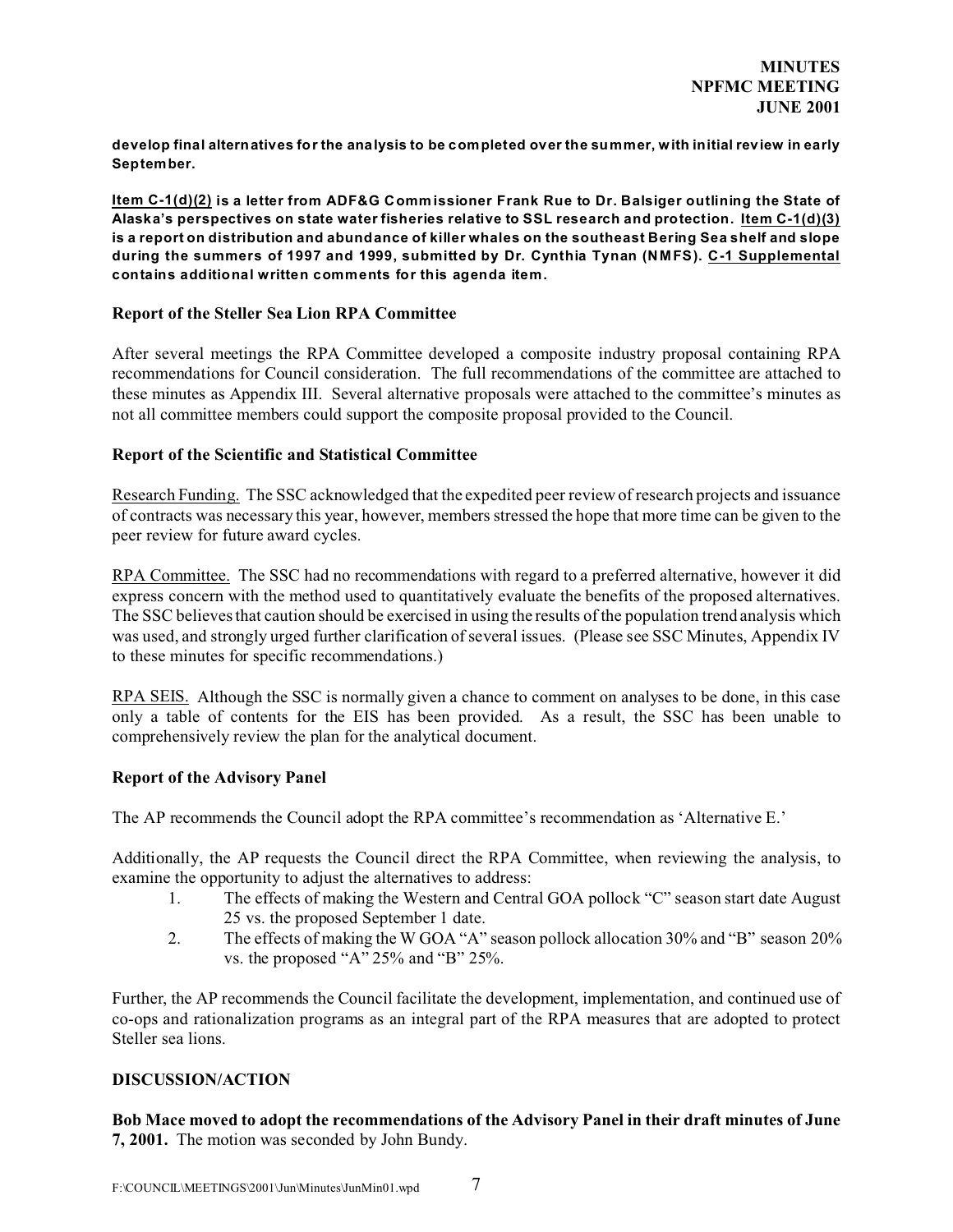**develop final alternatives for the analysis to be completed over the summer, with initial review in early September.**

**Item C-1(d)(2) is a letter from ADF&G Commissioner Frank Rue to Dr. Balsiger outlining the State of Alaska's perspectives on state water fisheries relative to SSL research and protection. Item C-1(d)(3) is a report on distribution and abundance of killer whales on the southeast Bering Sea shelf and slope during the summers of 1997 and 1999, submitted by Dr. Cynthia Tynan (NMFS). C-1 Supplemental contains additional written comments for this agenda item.**

### Report of the Steller Sea Lion RPA Committee

After several meetings the RPA Committee developed a composite industry proposal containing RPA recommendations for Council consideration. The full recommendations of the committee are attached to these minutes as Appendix III. Several alternative proposals were attached to the committee's minutes as not all committee members could support the composite proposal provided to the Council.

### Report of the Scientific and Statistical Committee

Research Funding. The SSC acknowledged that the expedited peer review of research projects and issuance of contracts was necessary this year, however, members stressed the hope that more time can be given to the peer review for future award cycles.

RPA Committee. The SSC had no recommendations with regard to a preferred alternative, however it did express concern with the method used to quantitatively evaluate the benefits of the proposed alternatives. The SSC believes that caution should be exercised in using the results of the population trend analysis which was used, and strongly urged further clarification of several issues. (Please see SSC Minutes, Appendix IV to these minutes for specific recommendations.)

RPA SEIS. Although the SSC is normally given a chance to comment on analyses to be done, in this case only a table of contents for the EIS has been provided. As a result, the SSC has been unable to comprehensively review the plan for the analytical document.

### Report of the Advisory Panel

The AP recommends the Council adopt the RPA committee's recommendation as 'Alternative E.'

Additionally, the AP requests the Council direct the RPA Committee, when reviewing the analysis, to examine the opportunity to adjust the alternatives to address:

1. The effects of making the Western and Central GOA pollock "C" season start date August 25 vs. the proposed September 1 date.
2. The effects of making the W GOA "A" season pollock allocation 30% and "B" season 20% vs. the proposed "A" 25% and "B" 25%.

Further, the AP recommends the Council facilitate the development, implementation, and continued use of co-ops and rationalization programs as an integral part of the RPA measures that are adopted to protect Steller sea lions.

### DISCUSSION/ACTION

**Bob Mace moved to adopt the recommendations of the Advisory Panel in their draft minutes of June 7, 2001.** The motion was seconded by John Bundy.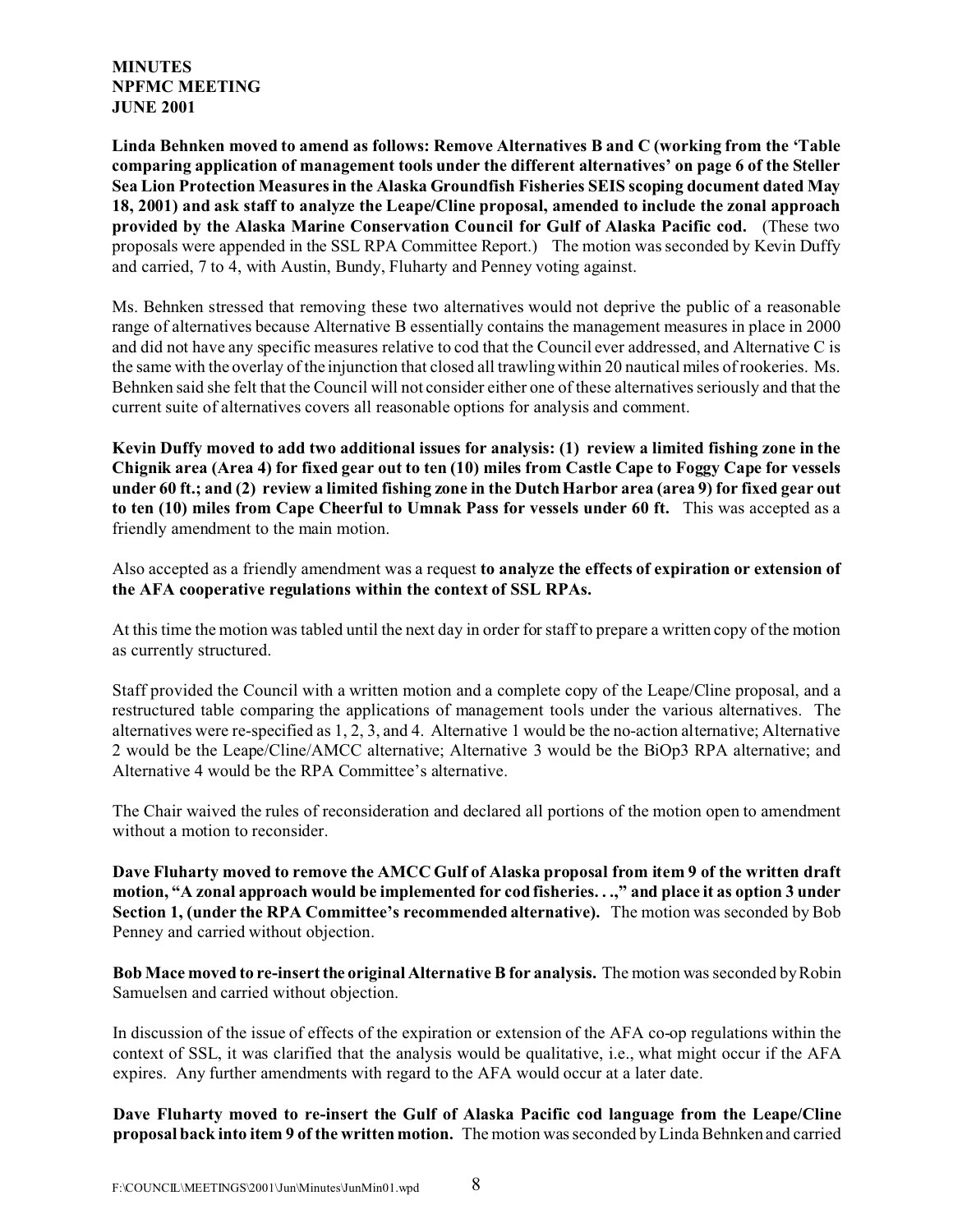**MINUTES**
**NPFMC MEETING**
**JUNE 2001**

**Linda Behnken moved to amend as follows: Remove Alternatives B and C (working from the 'Table comparing application of management tools under the different alternatives' on page 6 of the Steller Sea Lion Protection Measures in the Alaska Groundfish Fisheries SEIS scoping document dated May 18, 2001) and ask staff to analyze the Leape/Cline proposal, amended to include the zonal approach provided by the Alaska Marine Conservation Council for Gulf of Alaska Pacific cod.** (These two proposals were appended in the SSL RPA Committee Report.) The motion was seconded by Kevin Duffy and carried, 7 to 4, with Austin, Bundy, Fluharty and Penney voting against.

Ms. Behnken stressed that removing these two alternatives would not deprive the public of a reasonable range of alternatives because Alternative B essentially contains the management measures in place in 2000 and did not have any specific measures relative to cod that the Council ever addressed, and Alternative C is the same with the overlay of the injunction that closed all trawling within 20 nautical miles of rookeries. Ms. Behnken said she felt that the Council will not consider either one of these alternatives seriously and that the current suite of alternatives covers all reasonable options for analysis and comment.

**Kevin Duffy moved to add two additional issues for analysis: (1) review a limited fishing zone in the Chignik area (Area 4) for fixed gear out to ten (10) miles from Castle Cape to Foggy Cape for vessels under 60 ft.; and (2) review a limited fishing zone in the Dutch Harbor area (area 9) for fixed gear out to ten (10) miles from Cape Cheerful to Umnak Pass for vessels under 60 ft.** This was accepted as a friendly amendment to the main motion.

Also accepted as a friendly amendment was a request **to analyze the effects of expiration or extension of the AFA cooperative regulations within the context of SSL RPAs.**

At this time the motion was tabled until the next day in order for staff to prepare a written copy of the motion as currently structured.

Staff provided the Council with a written motion and a complete copy of the Leape/Cline proposal, and a restructured table comparing the applications of management tools under the various alternatives. The alternatives were re-specified as 1, 2, 3, and 4. Alternative 1 would be the no-action alternative; Alternative 2 would be the Leape/Cline/AMCC alternative; Alternative 3 would be the BiOp3 RPA alternative; and Alternative 4 would be the RPA Committee's alternative.

The Chair waived the rules of reconsideration and declared all portions of the motion open to amendment without a motion to reconsider.

**Dave Fluharty moved to remove the AMCC Gulf of Alaska proposal from item 9 of the written draft motion, "A zonal approach would be implemented for cod fisheries. . .," and place it as option 3 under Section 1, (under the RPA Committee's recommended alternative).** The motion was seconded by Bob Penney and carried without objection.

**Bob Mace moved to re-insert the original Alternative B for analysis.** The motion was seconded by Robin Samuelsen and carried without objection.

In discussion of the issue of effects of the expiration or extension of the AFA co-op regulations within the context of SSL, it was clarified that the analysis would be qualitative, i.e., what might occur if the AFA expires. Any further amendments with regard to the AFA would occur at a later date.

**Dave Fluharty moved to re-insert the Gulf of Alaska Pacific cod language from the Leape/Cline proposal back into item 9 of the written motion.** The motion was seconded by Linda Behnken and carried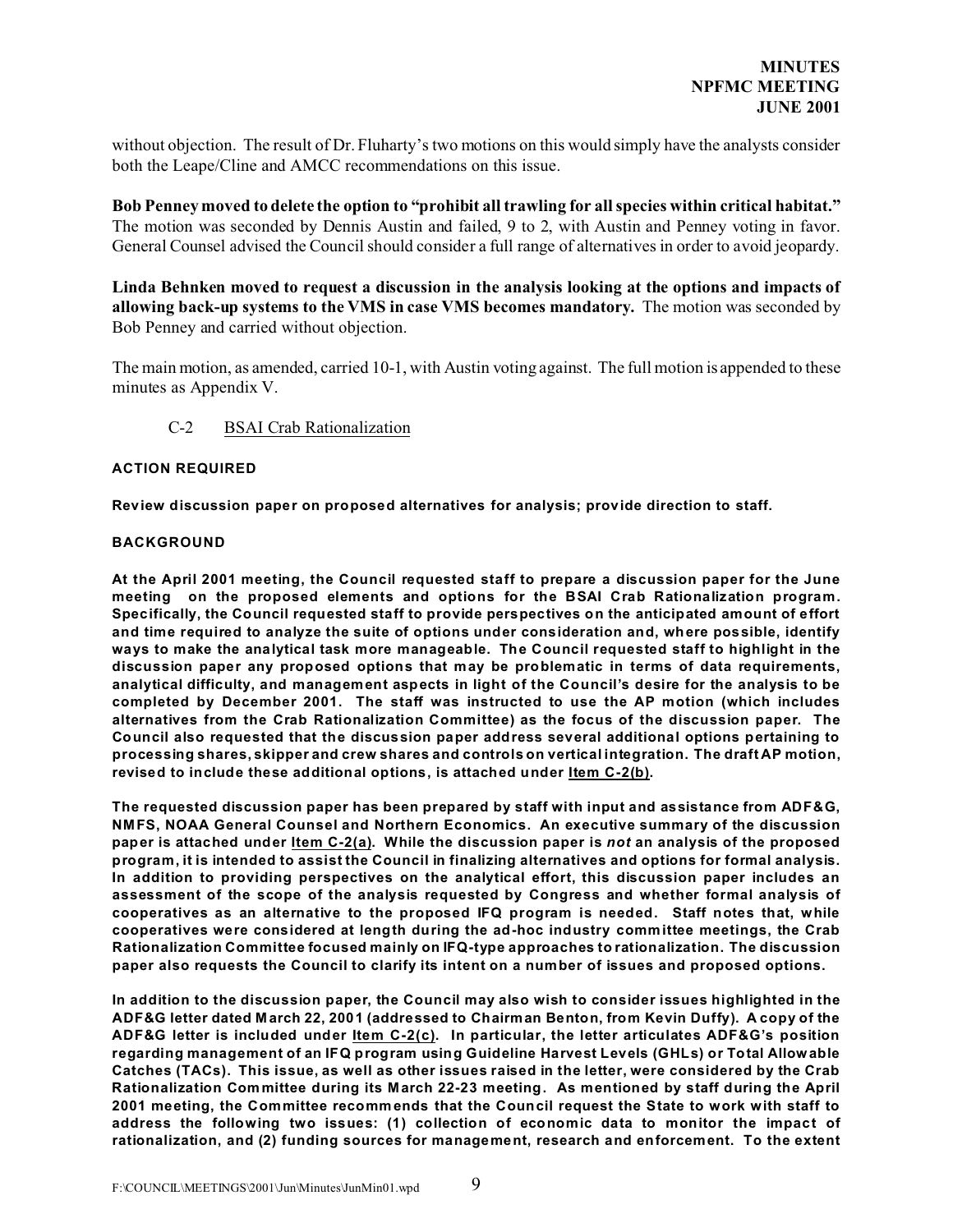without objection. The result of Dr. Fluharty's two motions on this would simply have the analysts consider both the Leape/Cline and AMCC recommendations on this issue.

**Bob Penney moved to delete the option to "prohibit all trawling for all species within critical habitat."** The motion was seconded by Dennis Austin and failed, 9 to 2, with Austin and Penney voting in favor. General Counsel advised the Council should consider a full range of alternatives in order to avoid jeopardy.

**Linda Behnken moved to request a discussion in the analysis looking at the options and impacts of allowing back-up systems to the VMS in case VMS becomes mandatory.** The motion was seconded by Bob Penney and carried without objection.

The main motion, as amended, carried 10-1, with Austin voting against. The full motion is appended to these minutes as Appendix V.

C-2 BSAI Crab Rationalization

**ACTION REQUIRED**

**Review discussion paper on proposed alternatives for analysis; provide direction to staff.**

**BACKGROUND**

**At the April 2001 meeting, the Council requested staff to prepare a discussion paper for the June meeting on the proposed elements and options for the BSAI Crab Rationalization program. Specifically, the Council requested staff to provide perspectives on the anticipated amount of effort and time required to analyze the suite of options under consideration and, where possible, identify ways to make the analytical task more manageable. The Council requested staff to highlight in the discussion paper any proposed options that may be problematic in terms of data requirements, analytical difficulty, and management aspects in light of the Council's desire for the analysis to be completed by December 2001. The staff was instructed to use the AP motion (which includes alternatives from the Crab Rationalization Committee) as the focus of the discussion paper. The Council also requested that the discussion paper address several additional options pertaining to processing shares, skipper and crew shares and controls on vertical integration. The draft AP motion, revised to include these additional options, is attached under Item C-2(b).**

**The requested discussion paper has been prepared by staff with input and assistance from ADF&G, NMFS, NOAA General Counsel and Northern Economics. An executive summary of the discussion paper is attached under Item C-2(a). While the discussion paper is *not* an analysis of the proposed program, it is intended to assist the Council in finalizing alternatives and options for formal analysis. In addition to providing perspectives on the analytical effort, this discussion paper includes an assessment of the scope of the analysis requested by Congress and whether formal analysis of cooperatives as an alternative to the proposed IFQ program is needed. Staff notes that, while cooperatives were considered at length during the ad-hoc industry committee meetings, the Crab Rationalization Committee focused mainly on IFQ-type approaches to rationalization. The discussion paper also requests the Council to clarify its intent on a number of issues and proposed options.**

**In addition to the discussion paper, the Council may also wish to consider issues highlighted in the ADF&G letter dated March 22, 2001 (addressed to Chairman Benton, from Kevin Duffy). A copy of the ADF&G letter is included under Item C-2(c). In particular, the letter articulates ADF&G's position regarding management of an IFQ program using Guideline Harvest Levels (GHLs) or Total Allowable Catches (TACs). This issue, as well as other issues raised in the letter, were considered by the Crab Rationalization Committee during its March 22-23 meeting. As mentioned by staff during the April 2001 meeting, the Committee recommends that the Council request the State to work with staff to address the following two issues: (1) collection of economic data to monitor the impact of rationalization, and (2) funding sources for management, research and enforcement. To the extent**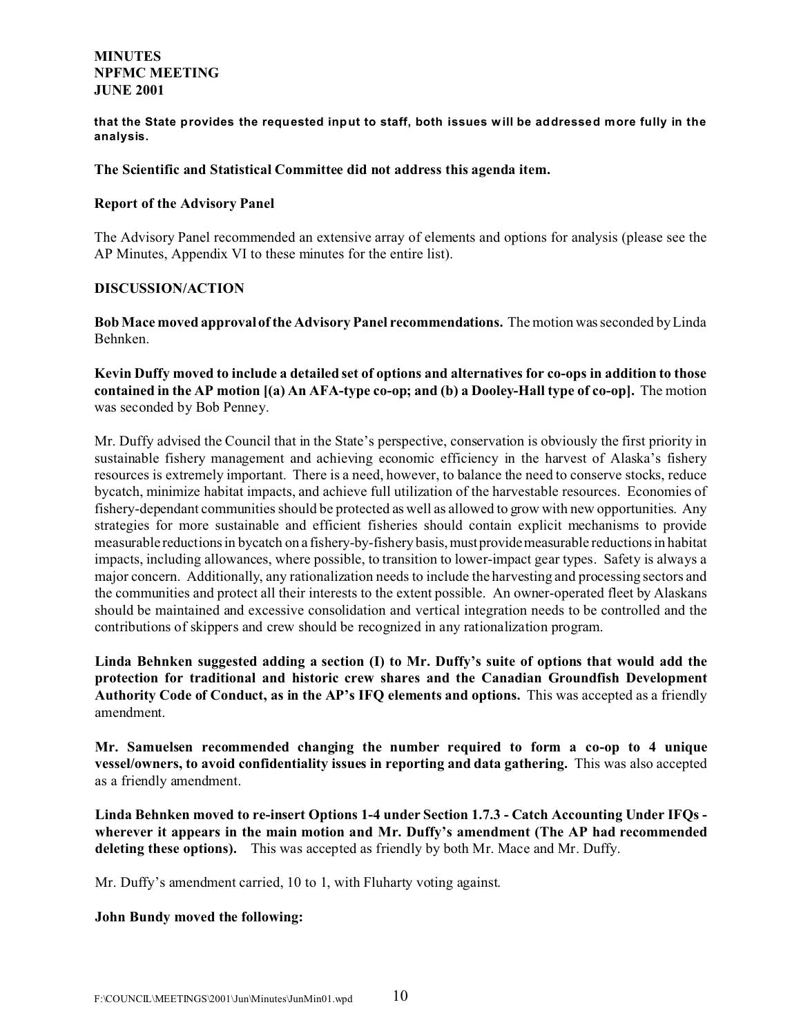**that the State provides the requested input to staff, both issues will be addressed more fully in the analysis.**

**The Scientific and Statistical Committee did not address this agenda item.**

**Report of the Advisory Panel**

The Advisory Panel recommended an extensive array of elements and options for analysis (please see the AP Minutes, Appendix VI to these minutes for the entire list).

**DISCUSSION/ACTION**

**Bob Mace moved approval of the Advisory Panel recommendations.** The motion was seconded by Linda Behnken.

**Kevin Duffy moved to include a detailed set of options and alternatives for co-ops in addition to those contained in the AP motion [(a) An AFA-type co-op; and (b) a Dooley-Hall type of co-op].** The motion was seconded by Bob Penney.

Mr. Duffy advised the Council that in the State's perspective, conservation is obviously the first priority in sustainable fishery management and achieving economic efficiency in the harvest of Alaska's fishery resources is extremely important. There is a need, however, to balance the need to conserve stocks, reduce bycatch, minimize habitat impacts, and achieve full utilization of the harvestable resources. Economies of fishery-dependant communities should be protected as well as allowed to grow with new opportunities. Any strategies for more sustainable and efficient fisheries should contain explicit mechanisms to provide measurable reductions in bycatch on a fishery-by-fishery basis, must provide measurable reductions in habitat impacts, including allowances, where possible, to transition to lower-impact gear types. Safety is always a major concern. Additionally, any rationalization needs to include the harvesting and processing sectors and the communities and protect all their interests to the extent possible. An owner-operated fleet by Alaskans should be maintained and excessive consolidation and vertical integration needs to be controlled and the contributions of skippers and crew should be recognized in any rationalization program.

**Linda Behnken suggested adding a section (I) to Mr. Duffy's suite of options that would add the protection for traditional and historic crew shares and the Canadian Groundfish Development Authority Code of Conduct, as in the AP's IFQ elements and options.** This was accepted as a friendly amendment.

**Mr. Samuelsen recommended changing the number required to form a co-op to 4 unique vessel/owners, to avoid confidentiality issues in reporting and data gathering.** This was also accepted as a friendly amendment.

**Linda Behnken moved to re-insert Options 1-4 under Section 1.7.3 - Catch Accounting Under IFQs - wherever it appears in the main motion and Mr. Duffy's amendment (The AP had recommended deleting these options).** This was accepted as friendly by both Mr. Mace and Mr. Duffy.

Mr. Duffy's amendment carried, 10 to 1, with Fluharty voting against.

**John Bundy moved the following:**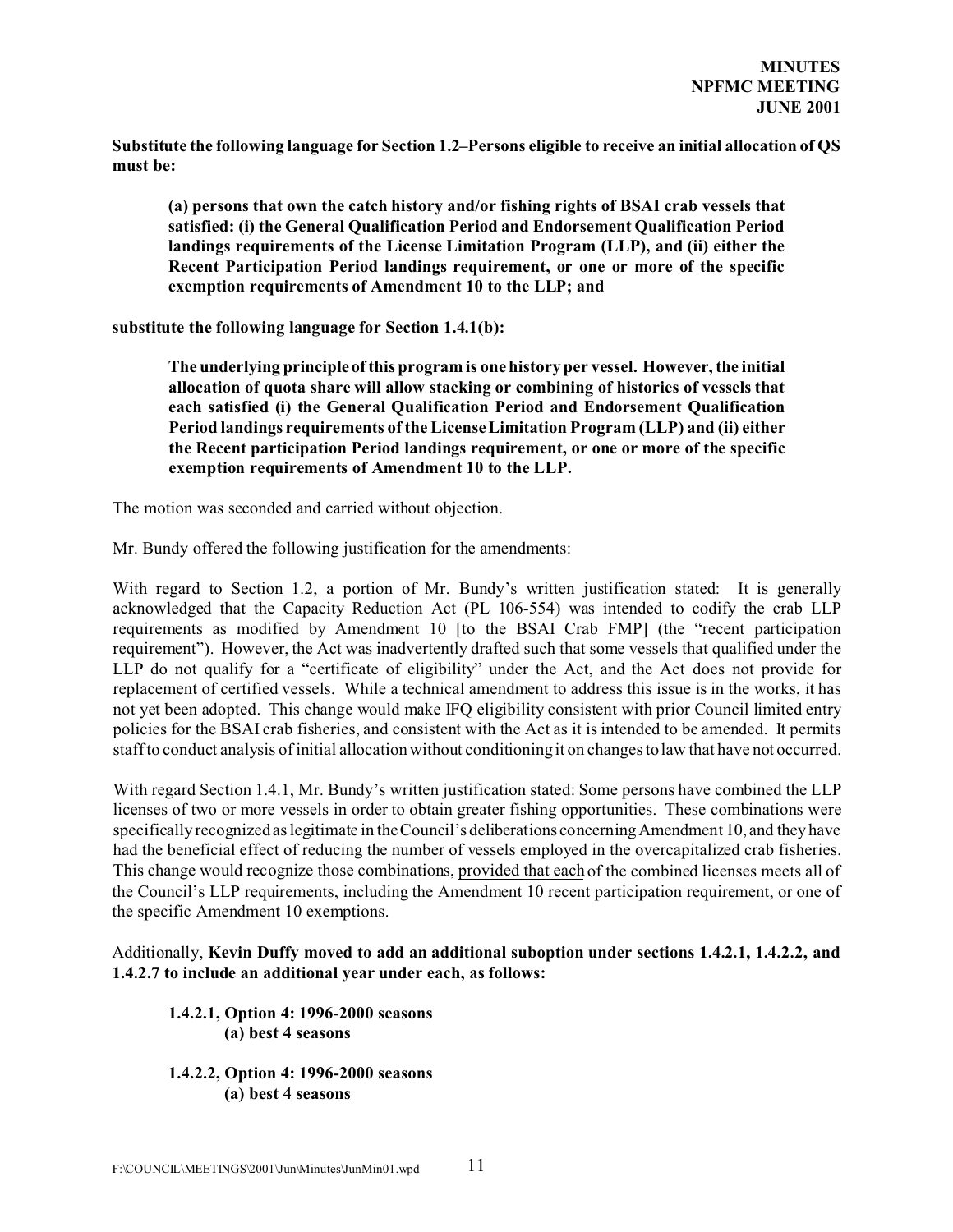**Substitute the following language for Section 1.2–Persons eligible to receive an initial allocation of QS must be:**

> **(a) persons that own the catch history and/or fishing rights of BSAI crab vessels that satisfied: (i) the General Qualification Period and Endorsement Qualification Period landings requirements of the License Limitation Program (LLP), and (ii) either the Recent Participation Period landings requirement, or one or more of the specific exemption requirements of Amendment 10 to the LLP; and**

**substitute the following language for Section 1.4.1(b):**

> **The underlying principle of this program is one history per vessel. However, the initial allocation of quota share will allow stacking or combining of histories of vessels that each satisfied (i) the General Qualification Period and Endorsement Qualification Period landings requirements of the License Limitation Program (LLP) and (ii) either the Recent participation Period landings requirement, or one or more of the specific exemption requirements of Amendment 10 to the LLP.**

The motion was seconded and carried without objection.

Mr. Bundy offered the following justification for the amendments:

With regard to Section 1.2, a portion of Mr. Bundy's written justification stated: It is generally acknowledged that the Capacity Reduction Act (PL 106-554) was intended to codify the crab LLP requirements as modified by Amendment 10 [to the BSAI Crab FMP] (the "recent participation requirement"). However, the Act was inadvertently drafted such that some vessels that qualified under the LLP do not qualify for a "certificate of eligibility" under the Act, and the Act does not provide for replacement of certified vessels. While a technical amendment to address this issue is in the works, it has not yet been adopted. This change would make IFQ eligibility consistent with prior Council limited entry policies for the BSAI crab fisheries, and consistent with the Act as it is intended to be amended. It permits staff to conduct analysis of initial allocation without conditioning it on changes to law that have not occurred.

With regard Section 1.4.1, Mr. Bundy's written justification stated: Some persons have combined the LLP licenses of two or more vessels in order to obtain greater fishing opportunities. These combinations were specifically recognized as legitimate in the Council's deliberations concerning Amendment 10, and they have had the beneficial effect of reducing the number of vessels employed in the overcapitalized crab fisheries. This change would recognize those combinations, <u>provided that each</u> of the combined licenses meets all of the Council's LLP requirements, including the Amendment 10 recent participation requirement, or one of the specific Amendment 10 exemptions.

Additionally, **Kevin Duffy moved to add an additional suboption under sections 1.4.2.1, 1.4.2.2, and 1.4.2.7 to include an additional year under each, as follows:**

> **1.4.2.1, Option 4: 1996-2000 seasons**
> **(a) best 4 seasons**
>
> **1.4.2.2, Option 4: 1996-2000 seasons**
> **(a) best 4 seasons**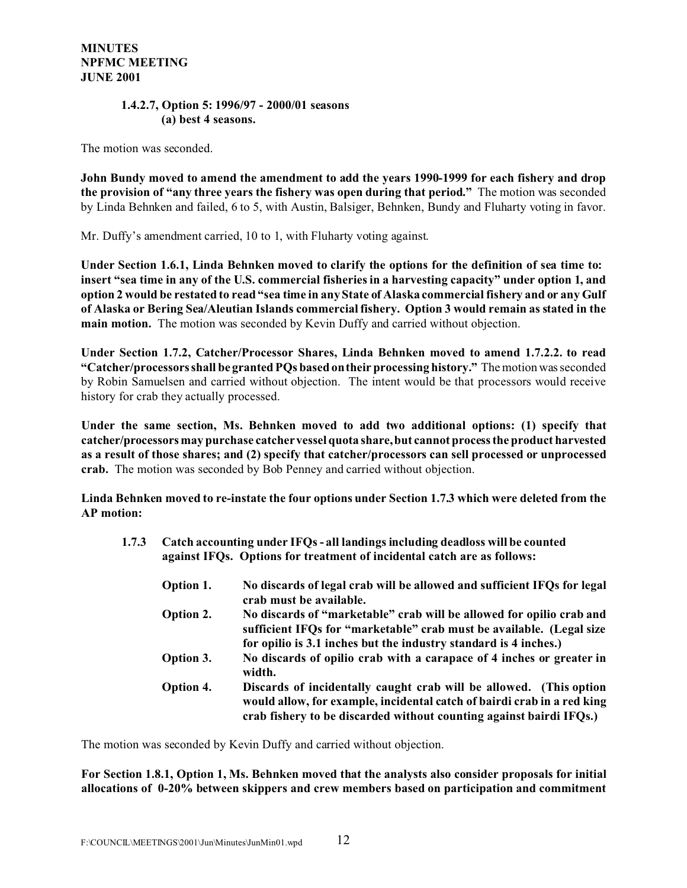**1.4.2.7, Option 5: 1996/97 - 2000/01 seasons**
**(a) best 4 seasons.**

The motion was seconded.

**John Bundy moved to amend the amendment to add the years 1990-1999 for each fishery and drop the provision of "any three years the fishery was open during that period."** The motion was seconded by Linda Behnken and failed, 6 to 5, with Austin, Balsiger, Behnken, Bundy and Fluharty voting in favor.

Mr. Duffy's amendment carried, 10 to 1, with Fluharty voting against.

**Under Section 1.6.1, Linda Behnken moved to clarify the options for the definition of sea time to: insert "sea time in any of the U.S. commercial fisheries in a harvesting capacity" under option 1, and option 2 would be restated to read "sea time in any State of Alaska commercial fishery and or any Gulf of Alaska or Bering Sea/Aleutian Islands commercial fishery. Option 3 would remain as stated in the main motion.** The motion was seconded by Kevin Duffy and carried without objection.

**Under Section 1.7.2, Catcher/Processor Shares, Linda Behnken moved to amend 1.7.2.2. to read "Catcher/processors shall be granted PQs based on their processing history."** The motion was seconded by Robin Samuelsen and carried without objection. The intent would be that processors would receive history for crab they actually processed.

**Under the same section, Ms. Behnken moved to add two additional options: (1) specify that catcher/processors may purchase catcher vessel quota share, but cannot process the product harvested as a result of those shares; and (2) specify that catcher/processors can sell processed or unprocessed crab.** The motion was seconded by Bob Penney and carried without objection.

**Linda Behnken moved to re-instate the four options under Section 1.7.3 which were deleted from the AP motion:**

**1.7.3 Catch accounting under IFQs - all landings including deadloss will be counted against IFQs. Options for treatment of incidental catch are as follows:**

**Option 1.** **No discards of legal crab will be allowed and sufficient IFQs for legal crab must be available.**

**Option 2.** **No discards of "marketable" crab will be allowed for opilio crab and sufficient IFQs for "marketable" crab must be available. (Legal size for opilio is 3.1 inches but the industry standard is 4 inches.)**

**Option 3.** **No discards of opilio crab with a carapace of 4 inches or greater in width.**

**Option 4.** **Discards of incidentally caught crab will be allowed. (This option would allow, for example, incidental catch of bairdi crab in a red king crab fishery to be discarded without counting against bairdi IFQs.)**

The motion was seconded by Kevin Duffy and carried without objection.

**For Section 1.8.1, Option 1, Ms. Behnken moved that the analysts also consider proposals for initial allocations of 0-20% between skippers and crew members based on participation and commitment**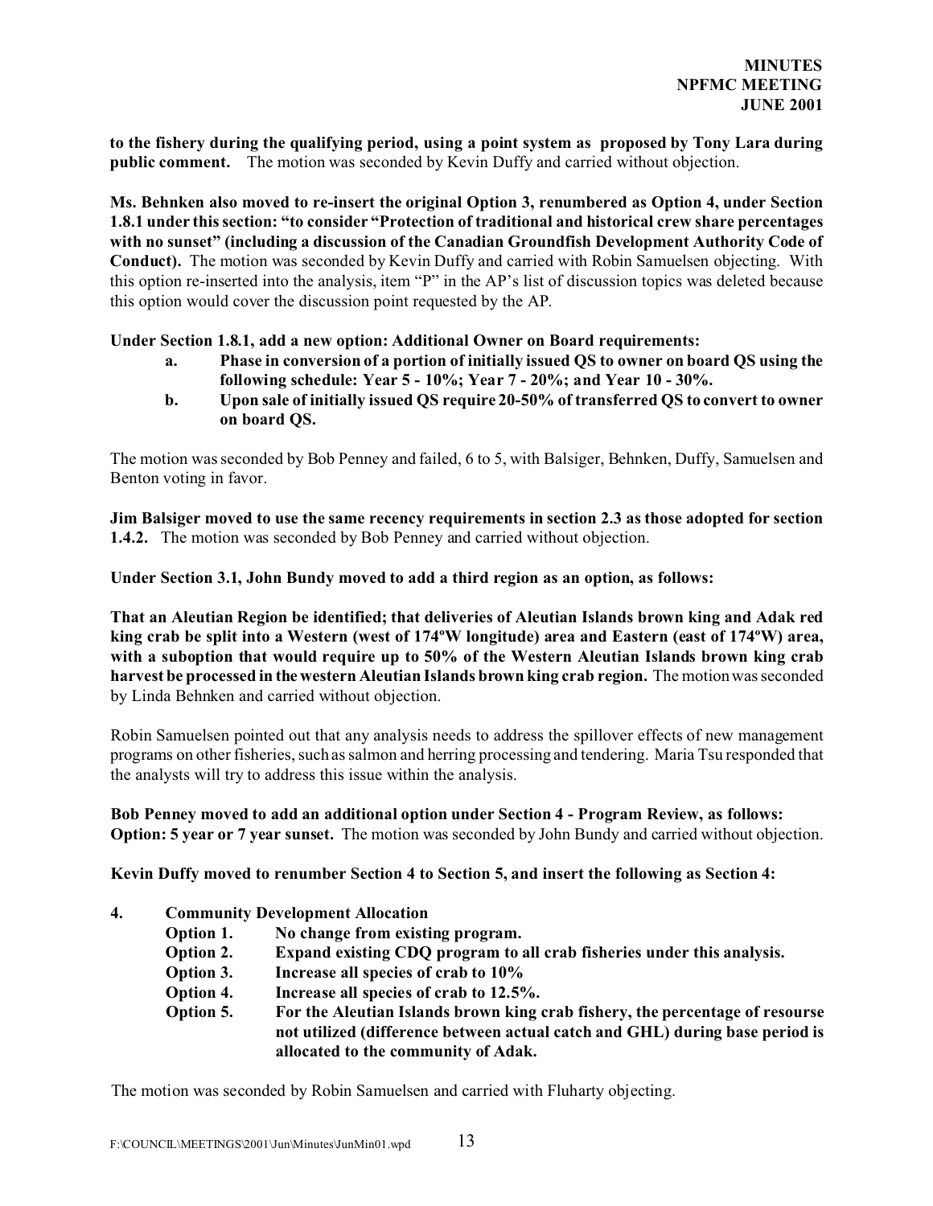**to the fishery during the qualifying period, using a point system as proposed by Tony Lara during public comment.** The motion was seconded by Kevin Duffy and carried without objection.

**Ms. Behnken also moved to re-insert the original Option 3, renumbered as Option 4, under Section 1.8.1 under this section: "to consider "Protection of traditional and historical crew share percentages with no sunset" (including a discussion of the Canadian Groundfish Development Authority Code of Conduct).** The motion was seconded by Kevin Duffy and carried with Robin Samuelsen objecting. With this option re-inserted into the analysis, item "P" in the AP's list of discussion topics was deleted because this option would cover the discussion point requested by the AP.

**Under Section 1.8.1, add a new option: Additional Owner on Board requirements:**

- **a. Phase in conversion of a portion of initially issued QS to owner on board QS using the following schedule: Year 5 - 10%; Year 7 - 20%; and Year 10 - 30%.**
- **b. Upon sale of initially issued QS require 20-50% of transferred QS to convert to owner on board QS.**

The motion was seconded by Bob Penney and failed, 6 to 5, with Balsiger, Behnken, Duffy, Samuelsen and Benton voting in favor.

**Jim Balsiger moved to use the same recency requirements in section 2.3 as those adopted for section 1.4.2.** The motion was seconded by Bob Penney and carried without objection.

**Under Section 3.1, John Bundy moved to add a third region as an option, as follows:**

**That an Aleutian Region be identified; that deliveries of Aleutian Islands brown king and Adak red king crab be split into a Western (west of 174ºW longitude) area and Eastern (east of 174ºW) area, with a suboption that would require up to 50% of the Western Aleutian Islands brown king crab harvest be processed in the western Aleutian Islands brown king crab region.** The motion was seconded by Linda Behnken and carried without objection.

Robin Samuelsen pointed out that any analysis needs to address the spillover effects of new management programs on other fisheries, such as salmon and herring processing and tendering. Maria Tsu responded that the analysts will try to address this issue within the analysis.

**Bob Penney moved to add an additional option under Section 4 - Program Review, as follows: Option: 5 year or 7 year sunset.** The motion was seconded by John Bundy and carried without objection.

**Kevin Duffy moved to renumber Section 4 to Section 5, and insert the following as Section 4:**

**4. Community Development Allocation**

- **Option 1. No change from existing program.**
- **Option 2. Expand existing CDQ program to all crab fisheries under this analysis.**
- **Option 3. Increase all species of crab to 10%**
- **Option 4. Increase all species of crab to 12.5%.**
- **Option 5. For the Aleutian Islands brown king crab fishery, the percentage of resourse not utilized (difference between actual catch and GHL) during base period is allocated to the community of Adak.**

The motion was seconded by Robin Samuelsen and carried with Fluharty objecting.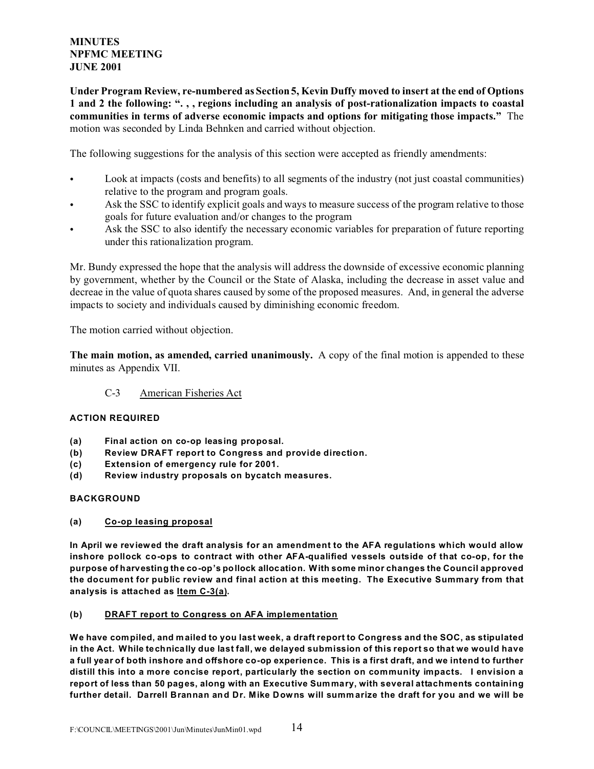**MINUTES**
**NPFMC MEETING**
**JUNE 2001**

**Under Program Review, re-numbered as Section 5, Kevin Duffy moved to insert at the end of Options 1 and 2 the following: ". , , regions including an analysis of post-rationalization impacts to coastal communities in terms of adverse economic impacts and options for mitigating those impacts."** The motion was seconded by Linda Behnken and carried without objection.

The following suggestions for the analysis of this section were accepted as friendly amendments:

- Look at impacts (costs and benefits) to all segments of the industry (not just coastal communities) relative to the program and program goals.
- Ask the SSC to identify explicit goals and ways to measure success of the program relative to those goals for future evaluation and/or changes to the program
- Ask the SSC to also identify the necessary economic variables for preparation of future reporting under this rationalization program.

Mr. Bundy expressed the hope that the analysis will address the downside of excessive economic planning by government, whether by the Council or the State of Alaska, including the decrease in asset value and decreae in the value of quota shares caused by some of the proposed measures. And, in general the adverse impacts to society and individuals caused by diminishing economic freedom.

The motion carried without objection.

**The main motion, as amended, carried unanimously.** A copy of the final motion is appended to these minutes as Appendix VII.

C-3 American Fisheries Act

**ACTION REQUIRED**

**(a) Final action on co-op leasing proposal.**
**(b) Review DRAFT report to Congress and provide direction.**
**(c) Extension of emergency rule for 2001.**
**(d) Review industry proposals on bycatch measures.**

**BACKGROUND**

**(a) Co-op leasing proposal**

**In April we reviewed the draft analysis for an amendment to the AFA regulations which would allow inshore pollock co-ops to contract with other AFA-qualified vessels outside of that co-op, for the purpose of harvesting the co-op's pollock allocation. With some minor changes the Council approved the document for public review and final action at this meeting. The Executive Summary from that analysis is attached as Item C-3(a).**

**(b) DRAFT report to Congress on AFA implementation**

**We have compiled, and mailed to you last week, a draft report to Congress and the SOC, as stipulated in the Act. While technically due last fall, we delayed submission of this report so that we would have a full year of both inshore and offshore co-op experience. This is a first draft, and we intend to further distill this into a more concise report, particularly the section on community impacts. I envision a report of less than 50 pages, along with an Executive Summary, with several attachments containing further detail. Darrell Brannan and Dr. Mike Downs will summarize the draft for you and we will be**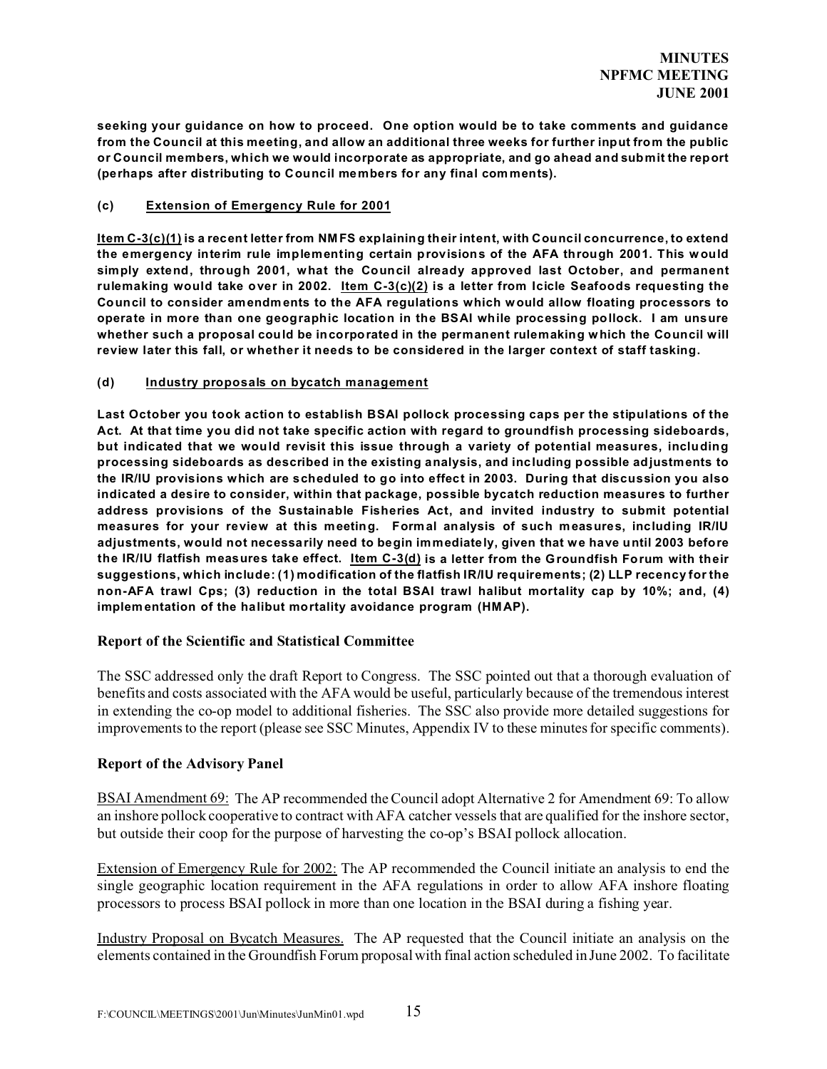**seeking your guidance on how to proceed. One option would be to take comments and guidance from the Council at this meeting, and allow an additional three weeks for further input from the public or Council members, which we would incorporate as appropriate, and go ahead and submit the report (perhaps after distributing to Council members for any final comments).**

**(c) Extension of Emergency Rule for 2001**

**Item C-3(c)(1) is a recent letter from NMFS explaining their intent, with Council concurrence, to extend the emergency interim rule implementing certain provisions of the AFA through 2001. This would simply extend, through 2001, what the Council already approved last October, and permanent rulemaking would take over in 2002. Item C-3(c)(2) is a letter from Icicle Seafoods requesting the Council to consider amendments to the AFA regulations which would allow floating processors to operate in more than one geographic location in the BSAI while processing pollock. I am unsure whether such a proposal could be incorporated in the permanent rulemaking which the Council will review later this fall, or whether it needs to be considered in the larger context of staff tasking.**

**(d) Industry proposals on bycatch management**

**Last October you took action to establish BSAI pollock processing caps per the stipulations of the Act. At that time you did not take specific action with regard to groundfish processing sideboards, but indicated that we would revisit this issue through a variety of potential measures, including processing sideboards as described in the existing analysis, and including possible adjustments to the IR/IU provisions which are scheduled to go into effect in 2003. During that discussion you also indicated a desire to consider, within that package, possible bycatch reduction measures to further address provisions of the Sustainable Fisheries Act, and invited industry to submit potential measures for your review at this meeting. Formal analysis of such measures, including IR/IU adjustments, would not necessarily need to begin immediately, given that we have until 2003 before the IR/IU flatfish measures take effect. Item C-3(d) is a letter from the Groundfish Forum with their suggestions, which include: (1) modification of the flatfish IR/IU requirements; (2) LLP recency for the non-AFA trawl Cps; (3) reduction in the total BSAI trawl halibut mortality cap by 10%; and, (4) implementation of the halibut mortality avoidance program (HMAP).**

### Report of the Scientific and Statistical Committee

The SSC addressed only the draft Report to Congress. The SSC pointed out that a thorough evaluation of benefits and costs associated with the AFA would be useful, particularly because of the tremendous interest in extending the co-op model to additional fisheries. The SSC also provide more detailed suggestions for improvements to the report (please see SSC Minutes, Appendix IV to these minutes for specific comments).

### Report of the Advisory Panel

BSAI Amendment 69: The AP recommended the Council adopt Alternative 2 for Amendment 69: To allow an inshore pollock cooperative to contract with AFA catcher vessels that are qualified for the inshore sector, but outside their coop for the purpose of harvesting the co-op's BSAI pollock allocation.

Extension of Emergency Rule for 2002: The AP recommended the Council initiate an analysis to end the single geographic location requirement in the AFA regulations in order to allow AFA inshore floating processors to process BSAI pollock in more than one location in the BSAI during a fishing year.

Industry Proposal on Bycatch Measures. The AP requested that the Council initiate an analysis on the elements contained in the Groundfish Forum proposal with final action scheduled in June 2002. To facilitate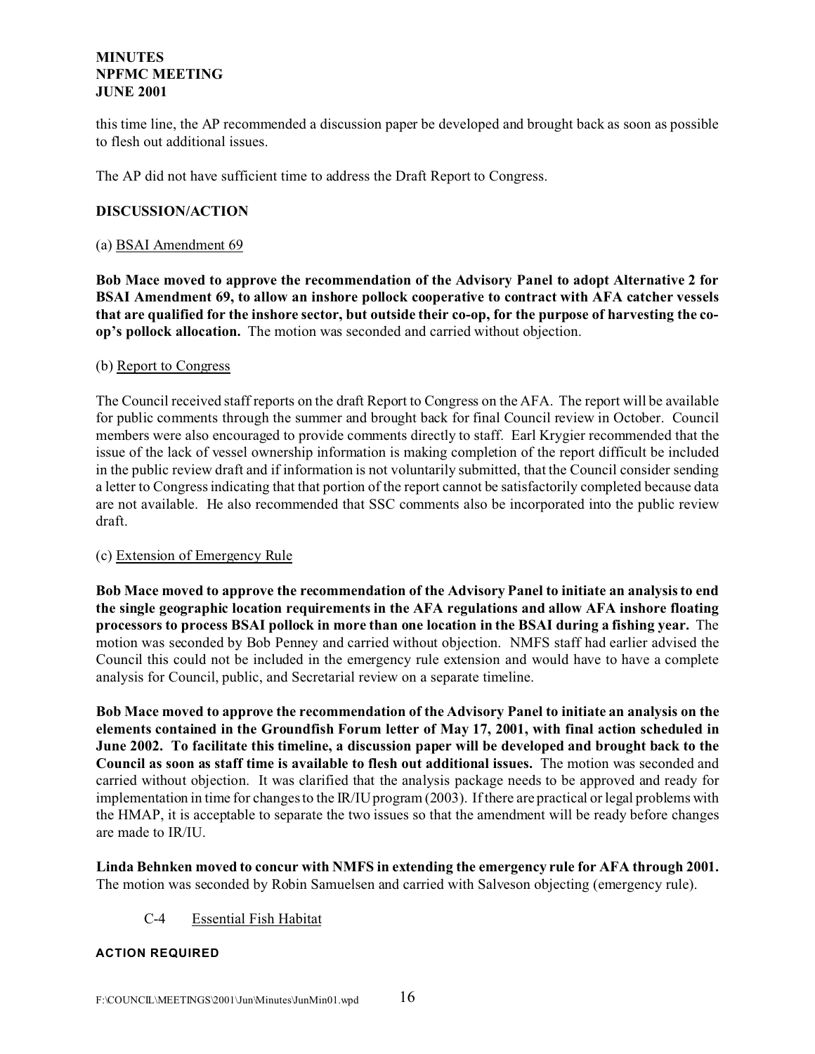this time line, the AP recommended a discussion paper be developed and brought back as soon as possible to flesh out additional issues.

The AP did not have sufficient time to address the Draft Report to Congress.

**DISCUSSION/ACTION**

(a) <u>BSAI Amendment 69</u>

**Bob Mace moved to approve the recommendation of the Advisory Panel to adopt Alternative 2 for BSAI Amendment 69, to allow an inshore pollock cooperative to contract with AFA catcher vessels that are qualified for the inshore sector, but outside their co-op, for the purpose of harvesting the co-op's pollock allocation.** The motion was seconded and carried without objection.

(b) <u>Report to Congress</u>

The Council received staff reports on the draft Report to Congress on the AFA. The report will be available for public comments through the summer and brought back for final Council review in October. Council members were also encouraged to provide comments directly to staff. Earl Krygier recommended that the issue of the lack of vessel ownership information is making completion of the report difficult be included in the public review draft and if information is not voluntarily submitted, that the Council consider sending a letter to Congress indicating that that portion of the report cannot be satisfactorily completed because data are not available. He also recommended that SSC comments also be incorporated into the public review draft.

(c) <u>Extension of Emergency Rule</u>

**Bob Mace moved to approve the recommendation of the Advisory Panel to initiate an analysis to end the single geographic location requirements in the AFA regulations and allow AFA inshore floating processors to process BSAI pollock in more than one location in the BSAI during a fishing year.** The motion was seconded by Bob Penney and carried without objection. NMFS staff had earlier advised the Council this could not be included in the emergency rule extension and would have to have a complete analysis for Council, public, and Secretarial review on a separate timeline.

**Bob Mace moved to approve the recommendation of the Advisory Panel to initiate an analysis on the elements contained in the Groundfish Forum letter of May 17, 2001, with final action scheduled in June 2002. To facilitate this timeline, a discussion paper will be developed and brought back to the Council as soon as staff time is available to flesh out additional issues.** The motion was seconded and carried without objection. It was clarified that the analysis package needs to be approved and ready for implementation in time for changes to the IR/IU program (2003). If there are practical or legal problems with the HMAP, it is acceptable to separate the two issues so that the amendment will be ready before changes are made to IR/IU.

**Linda Behnken moved to concur with NMFS in extending the emergency rule for AFA through 2001.** The motion was seconded by Robin Samuelsen and carried with Salveson objecting (emergency rule).

## C-4 <u>Essential Fish Habitat</u>

### ACTION REQUIRED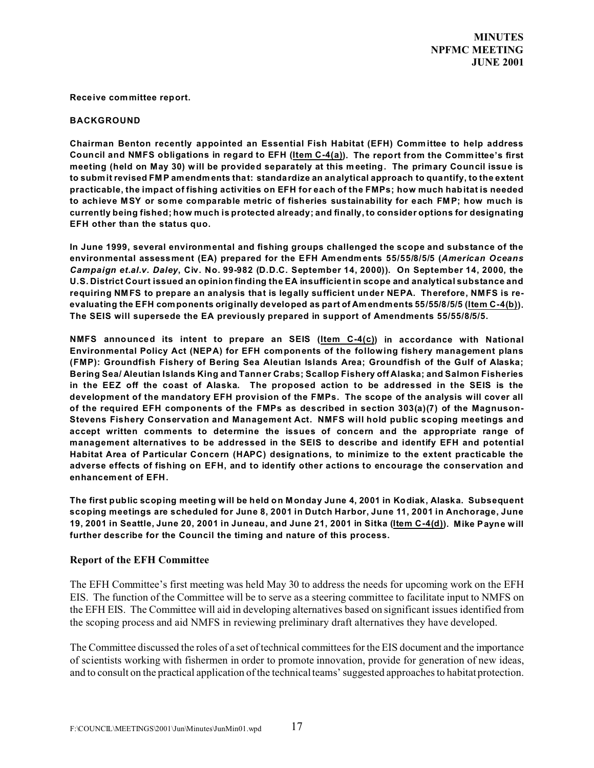**Receive committee report.**

**BACKGROUND**

**Chairman Benton recently appointed an Essential Fish Habitat (EFH) Committee to help address Council and NMFS obligations in regard to EFH (Item C-4(a)). The report from the Committee's first meeting (held on May 30) will be provided separately at this meeting. The primary Council issue is to submit revised FMP amendments that: standardize an analytical approach to quantify, to the extent practicable, the impact of fishing activities on EFH for each of the FMPs; how much habitat is needed to achieve MSY or some comparable metric of fisheries sustainability for each FMP; how much is currently being fished; how much is protected already; and finally, to consider options for designating EFH other than the status quo.**

**In June 1999, several environmental and fishing groups challenged the scope and substance of the environmental assessment (EA) prepared for the EFH Amendments 55/55/8/5/5 (*American Oceans Campaign et.al.v. Daley*, Civ. No. 99-982 (D.D.C. September 14, 2000)). On September 14, 2000, the U.S. District Court issued an opinion finding the EA insufficient in scope and analytical substance and requiring NMFS to prepare an analysis that is legally sufficient under NEPA. Therefore, NMFS is re-evaluating the EFH components originally developed as part of Amendments 55/55/8/5/5 (Item C-4(b)). The SEIS will supersede the EA previously prepared in support of Amendments 55/55/8/5/5.**

**NMFS announced its intent to prepare an SEIS (Item C-4(c)) in accordance with National Environmental Policy Act (NEPA) for EFH components of the following fishery management plans (FMP): Groundfish Fishery of Bering Sea Aleutian Islands Area; Groundfish of the Gulf of Alaska; Bering Sea/ Aleutian Islands King and Tanner Crabs; Scallop Fishery off Alaska; and Salmon Fisheries in the EEZ off the coast of Alaska. The proposed action to be addressed in the SEIS is the development of the mandatory EFH provision of the FMPs. The scope of the analysis will cover all of the required EFH components of the FMPs as described in section 303(a)(7) of the Magnuson-Stevens Fishery Conservation and Management Act. NMFS will hold public scoping meetings and accept written comments to determine the issues of concern and the appropriate range of management alternatives to be addressed in the SEIS to describe and identify EFH and potential Habitat Area of Particular Concern (HAPC) designations, to minimize to the extent practicable the adverse effects of fishing on EFH, and to identify other actions to encourage the conservation and enhancement of EFH.**

**The first public scoping meeting will be held on Monday June 4, 2001 in Kodiak, Alaska. Subsequent scoping meetings are scheduled for June 8, 2001 in Dutch Harbor, June 11, 2001 in Anchorage, June 19, 2001 in Seattle, June 20, 2001 in Juneau, and June 21, 2001 in Sitka (Item C-4(d)). Mike Payne will further describe for the Council the timing and nature of this process.**

### Report of the EFH Committee

The EFH Committee's first meeting was held May 30 to address the needs for upcoming work on the EFH EIS. The function of the Committee will be to serve as a steering committee to facilitate input to NMFS on the EFH EIS. The Committee will aid in developing alternatives based on significant issues identified from the scoping process and aid NMFS in reviewing preliminary draft alternatives they have developed.

The Committee discussed the roles of a set of technical committees for the EIS document and the importance of scientists working with fishermen in order to promote innovation, provide for generation of new ideas, and to consult on the practical application of the technical teams' suggested approaches to habitat protection.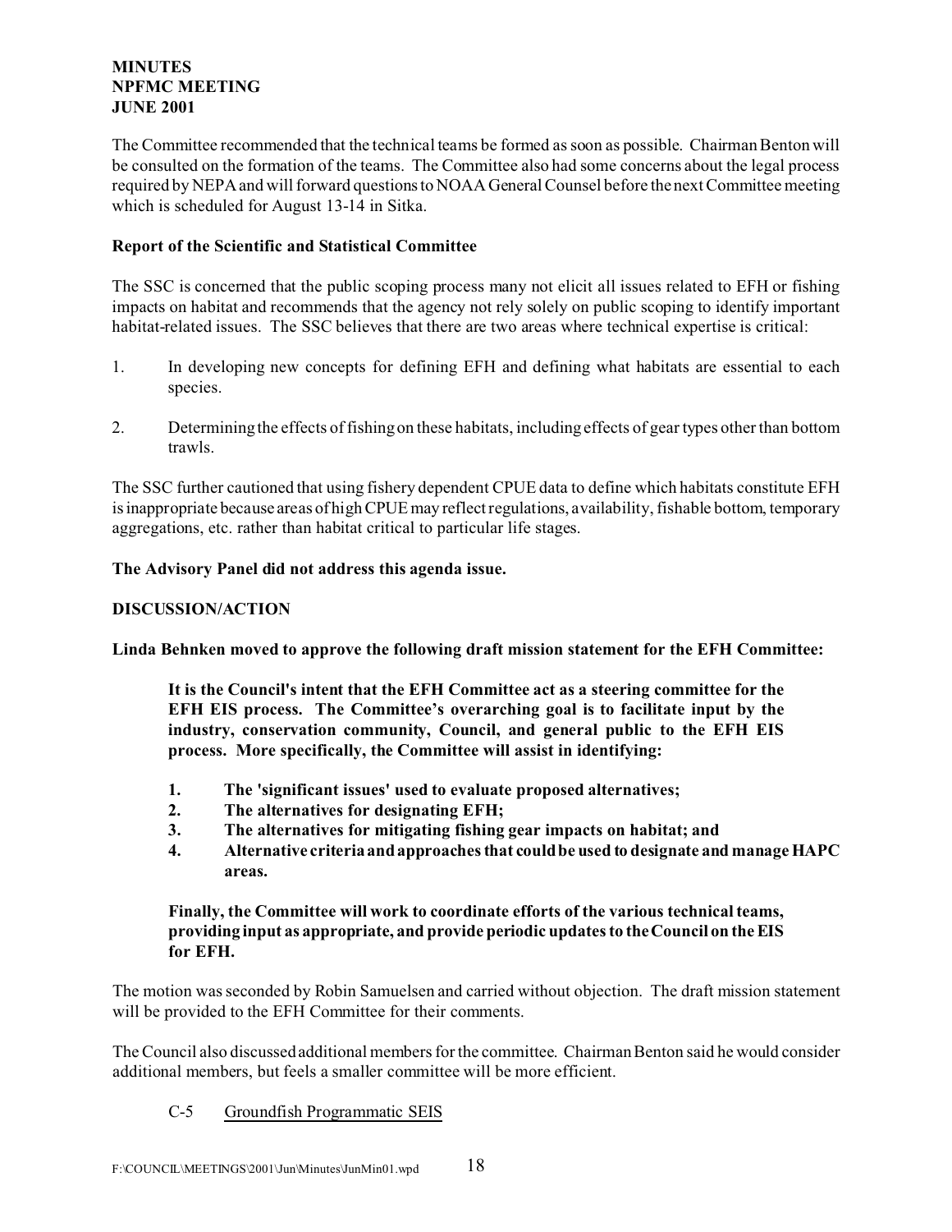The Committee recommended that the technical teams be formed as soon as possible. Chairman Benton will be consulted on the formation of the teams. The Committee also had some concerns about the legal process required by NEPA and will forward questions to NOAA General Counsel before the next Committee meeting which is scheduled for August 13-14 in Sitka.

**Report of the Scientific and Statistical Committee**

The SSC is concerned that the public scoping process many not elicit all issues related to EFH or fishing impacts on habitat and recommends that the agency not rely solely on public scoping to identify important habitat-related issues. The SSC believes that there are two areas where technical expertise is critical:

1. In developing new concepts for defining EFH and defining what habitats are essential to each species.
2. Determining the effects of fishing on these habitats, including effects of gear types other than bottom trawls.

The SSC further cautioned that using fishery dependent CPUE data to define which habitats constitute EFH is inappropriate because areas of high CPUE may reflect regulations, availability, fishable bottom, temporary aggregations, etc. rather than habitat critical to particular life stages.

**The Advisory Panel did not address this agenda issue.**

**DISCUSSION/ACTION**

**Linda Behnken moved to approve the following draft mission statement for the EFH Committee:**

> **It is the Council's intent that the EFH Committee act as a steering committee for the EFH EIS process. The Committee's overarching goal is to facilitate input by the industry, conservation community, Council, and general public to the EFH EIS process. More specifically, the Committee will assist in identifying:**
>
> 1. **The 'significant issues' used to evaluate proposed alternatives;**
> 2. **The alternatives for designating EFH;**
> 3. **The alternatives for mitigating fishing gear impacts on habitat; and**
> 4. **Alternative criteria and approaches that could be used to designate and manage HAPC areas.**
>
> **Finally, the Committee will work to coordinate efforts of the various technical teams, providing input as appropriate, and provide periodic updates to the Council on the EIS for EFH.**

The motion was seconded by Robin Samuelsen and carried without objection. The draft mission statement will be provided to the EFH Committee for their comments.

The Council also discussed additional members for the committee. Chairman Benton said he would consider additional members, but feels a smaller committee will be more efficient.

C-5 Groundfish Programmatic SEIS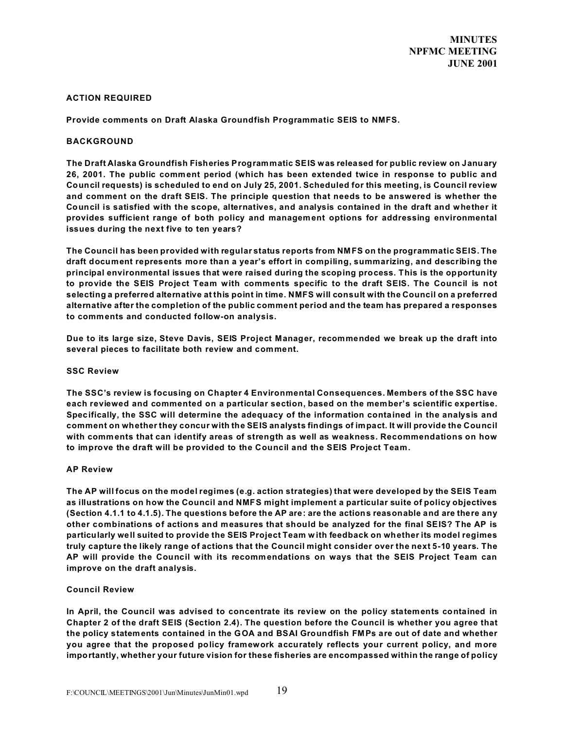**ACTION REQUIRED**

**Provide comments on Draft Alaska Groundfish Programmatic SEIS to NMFS.**

**BACKGROUND**

**The Draft Alaska Groundfish Fisheries Programmatic SEIS was released for public review on January 26, 2001. The public comment period (which has been extended twice in response to public and Council requests) is scheduled to end on July 25, 2001. Scheduled for this meeting, is Council review and comment on the draft SEIS. The principle question that needs to be answered is whether the Council is satisfied with the scope, alternatives, and analysis contained in the draft and whether it provides sufficient range of both policy and management options for addressing environmental issues during the next five to ten years?**

**The Council has been provided with regular status reports from NMFS on the programmatic SEIS. The draft document represents more than a year's effort in compiling, summarizing, and describing the principal environmental issues that were raised during the scoping process. This is the opportunity to provide the SEIS Project Team with comments specific to the draft SEIS. The Council is not selecting a preferred alternative at this point in time. NMFS will consult with the Council on a preferred alternative after the completion of the public comment period and the team has prepared a responses to comments and conducted follow-on analysis.**

**Due to its large size, Steve Davis, SEIS Project Manager, recommended we break up the draft into several pieces to facilitate both review and comment.**

**SSC Review**

**The SSC's review is focusing on Chapter 4 Environmental Consequences. Members of the SSC have each reviewed and commented on a particular section, based on the member's scientific expertise. Specifically, the SSC will determine the adequacy of the information contained in the analysis and comment on whether they concur with the SEIS analysts findings of impact. It will provide the Council with comments that can identify areas of strength as well as weakness. Recommendations on how to improve the draft will be provided to the Council and the SEIS Project Team.**

**AP Review**

**The AP will focus on the model regimes (e.g. action strategies) that were developed by the SEIS Team as illustrations on how the Council and NMFS might implement a particular suite of policy objectives (Section 4.1.1 to 4.1.5). The questions before the AP are: are the actions reasonable and are there any other combinations of actions and measures that should be analyzed for the final SEIS? The AP is particularly well suited to provide the SEIS Project Team with feedback on whether its model regimes truly capture the likely range of actions that the Council might consider over the next 5-10 years. The AP will provide the Council with its recommendations on ways that the SEIS Project Team can improve on the draft analysis.**

**Council Review**

**In April, the Council was advised to concentrate its review on the policy statements contained in Chapter 2 of the draft SEIS (Section 2.4). The question before the Council is whether you agree that the policy statements contained in the GOA and BSAI Groundfish FMPs are out of date and whether you agree that the proposed policy framework accurately reflects your current policy, and more importantly, whether your future vision for these fisheries are encompassed within the range of policy**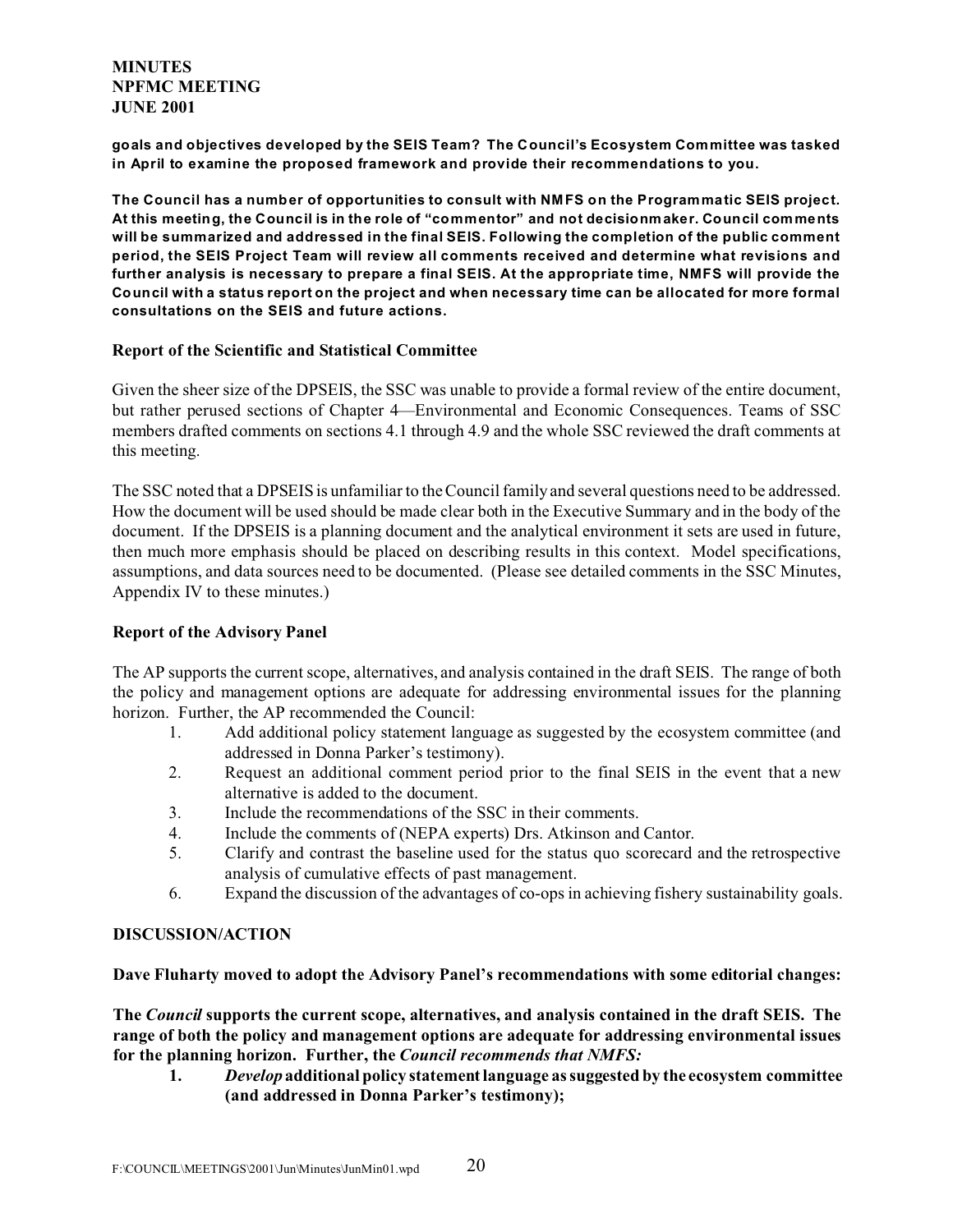**goals and objectives developed by the SEIS Team? The Council's Ecosystem Committee was tasked in April to examine the proposed framework and provide their recommendations to you.**

**The Council has a number of opportunities to consult with NMFS on the Programmatic SEIS project. At this meeting, the Council is in the role of "commentor" and not decisionmaker. Council comments will be summarized and addressed in the final SEIS. Following the completion of the public comment period, the SEIS Project Team will review all comments received and determine what revisions and further analysis is necessary to prepare a final SEIS. At the appropriate time, NMFS will provide the Council with a status report on the project and when necessary time can be allocated for more formal consultations on the SEIS and future actions.**

### Report of the Scientific and Statistical Committee

Given the sheer size of the DPSEIS, the SSC was unable to provide a formal review of the entire document, but rather perused sections of Chapter 4—Environmental and Economic Consequences. Teams of SSC members drafted comments on sections 4.1 through 4.9 and the whole SSC reviewed the draft comments at this meeting.

The SSC noted that a DPSEIS is unfamiliar to the Council family and several questions need to be addressed. How the document will be used should be made clear both in the Executive Summary and in the body of the document. If the DPSEIS is a planning document and the analytical environment it sets are used in future, then much more emphasis should be placed on describing results in this context. Model specifications, assumptions, and data sources need to be documented. (Please see detailed comments in the SSC Minutes, Appendix IV to these minutes.)

### Report of the Advisory Panel

The AP supports the current scope, alternatives, and analysis contained in the draft SEIS. The range of both the policy and management options are adequate for addressing environmental issues for the planning horizon. Further, the AP recommended the Council:

1. Add additional policy statement language as suggested by the ecosystem committee (and addressed in Donna Parker's testimony).
2. Request an additional comment period prior to the final SEIS in the event that a new alternative is added to the document.
3. Include the recommendations of the SSC in their comments.
4. Include the comments of (NEPA experts) Drs. Atkinson and Cantor.
5. Clarify and contrast the baseline used for the status quo scorecard and the retrospective analysis of cumulative effects of past management.
6. Expand the discussion of the advantages of co-ops in achieving fishery sustainability goals.

### DISCUSSION/ACTION

**Dave Fluharty moved to adopt the Advisory Panel's recommendations with some editorial changes:**

**The *Council* supports the current scope, alternatives, and analysis contained in the draft SEIS. The range of both the policy and management options are adequate for addressing environmental issues for the planning horizon. Further, the *Council recommends that NMFS:***

1. ***Develop* additional policy statement language as suggested by the ecosystem committee (and addressed in Donna Parker's testimony);**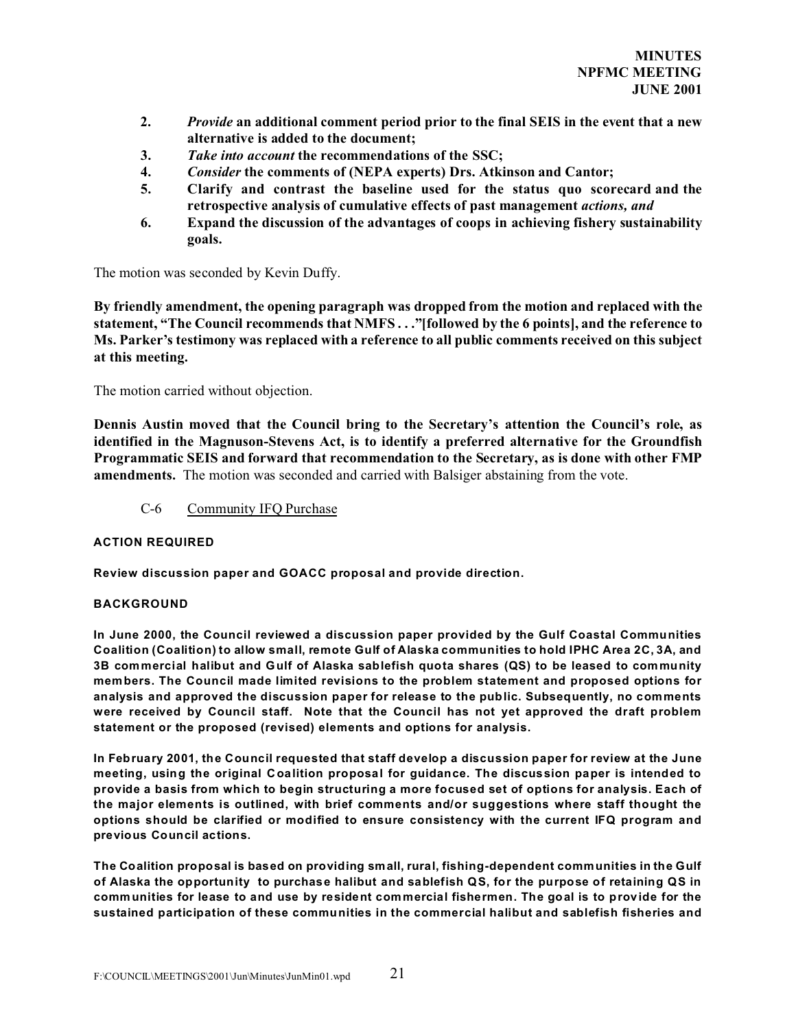2. ***Provide* an additional comment period prior to the final SEIS in the event that a new alternative is added to the document;**
3. ***Take into account* the recommendations of the SSC;**
4. ***Consider* the comments of (NEPA experts) Drs. Atkinson and Cantor;**
5. **Clarify and contrast the baseline used for the status quo scorecard and the retrospective analysis of cumulative effects of past management *actions, and***
6. **Expand the discussion of the advantages of coops in achieving fishery sustainability goals.**

The motion was seconded by Kevin Duffy.

**By friendly amendment, the opening paragraph was dropped from the motion and replaced with the statement, "The Council recommends that NMFS . . ."[followed by the 6 points], and the reference to Ms. Parker's testimony was replaced with a reference to all public comments received on this subject at this meeting.**

The motion carried without objection.

**Dennis Austin moved that the Council bring to the Secretary's attention the Council's role, as identified in the Magnuson-Stevens Act, is to identify a preferred alternative for the Groundfish Programmatic SEIS and forward that recommendation to the Secretary, as is done with other FMP amendments.** The motion was seconded and carried with Balsiger abstaining from the vote.

C-6 Community IFQ Purchase

**ACTION REQUIRED**

**Review discussion paper and GOACC proposal and provide direction.**

**BACKGROUND**

**In June 2000, the Council reviewed a discussion paper provided by the Gulf Coastal Communities Coalition (Coalition) to allow small, remote Gulf of Alaska communities to hold IPHC Area 2C, 3A, and 3B commercial halibut and Gulf of Alaska sablefish quota shares (QS) to be leased to community members. The Council made limited revisions to the problem statement and proposed options for analysis and approved the discussion paper for release to the public. Subsequently, no comments were received by Council staff. Note that the Council has not yet approved the draft problem statement or the proposed (revised) elements and options for analysis.**

**In February 2001, the Council requested that staff develop a discussion paper for review at the June meeting, using the original Coalition proposal for guidance. The discussion paper is intended to provide a basis from which to begin structuring a more focused set of options for analysis. Each of the major elements is outlined, with brief comments and/or suggestions where staff thought the options should be clarified or modified to ensure consistency with the current IFQ program and previous Council actions.**

**The Coalition proposal is based on providing small, rural, fishing-dependent communities in the Gulf of Alaska the opportunity to purchase halibut and sablefish QS, for the purpose of retaining QS in communities for lease to and use by resident commercial fishermen. The goal is to provide for the sustained participation of these communities in the commercial halibut and sablefish fisheries and**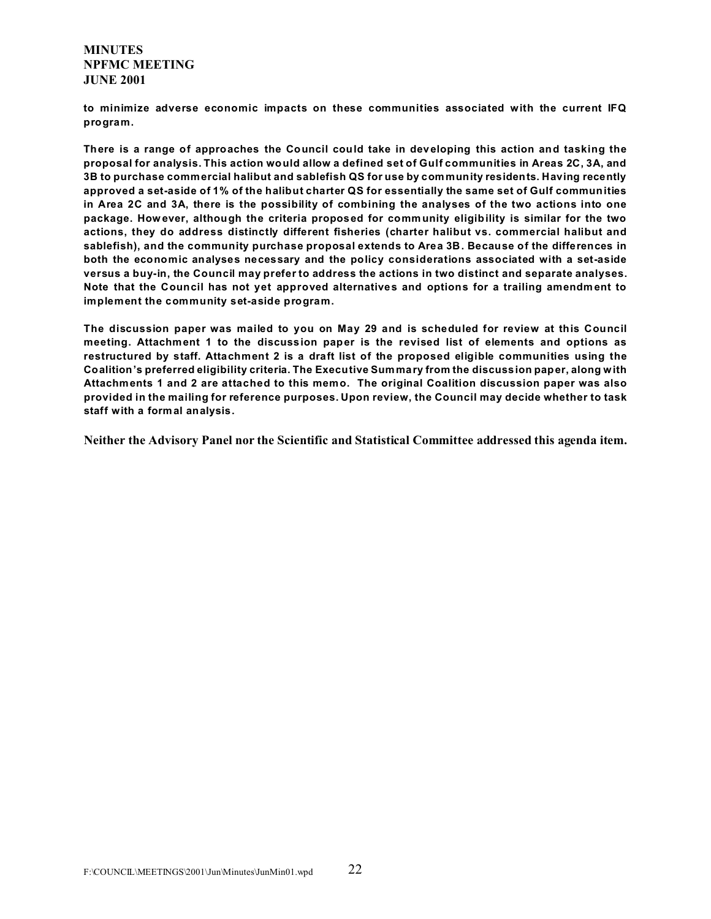**to minimize adverse economic impacts on these communities associated with the current IFQ program.**

**There is a range of approaches the Council could take in developing this action and tasking the proposal for analysis. This action would allow a defined set of Gulf communities in Areas 2C, 3A, and 3B to purchase commercial halibut and sablefish QS for use by community residents. Having recently approved a set-aside of 1% of the halibut charter QS for essentially the same set of Gulf communities in Area 2C and 3A, there is the possibility of combining the analyses of the two actions into one package. However, although the criteria proposed for community eligibility is similar for the two actions, they do address distinctly different fisheries (charter halibut vs. commercial halibut and sablefish), and the community purchase proposal extends to Area 3B. Because of the differences in both the economic analyses necessary and the policy considerations associated with a set-aside versus a buy-in, the Council may prefer to address the actions in two distinct and separate analyses. Note that the Council has not yet approved alternatives and options for a trailing amendment to implement the community set-aside program.**

**The discussion paper was mailed to you on May 29 and is scheduled for review at this Council meeting. Attachment 1 to the discussion paper is the revised list of elements and options as restructured by staff. Attachment 2 is a draft list of the proposed eligible communities using the Coalition's preferred eligibility criteria. The Executive Summary from the discussion paper, along with Attachments 1 and 2 are attached to this memo. The original Coalition discussion paper was also provided in the mailing for reference purposes. Upon review, the Council may decide whether to task staff with a formal analysis.**

**Neither the Advisory Panel nor the Scientific and Statistical Committee addressed this agenda item.**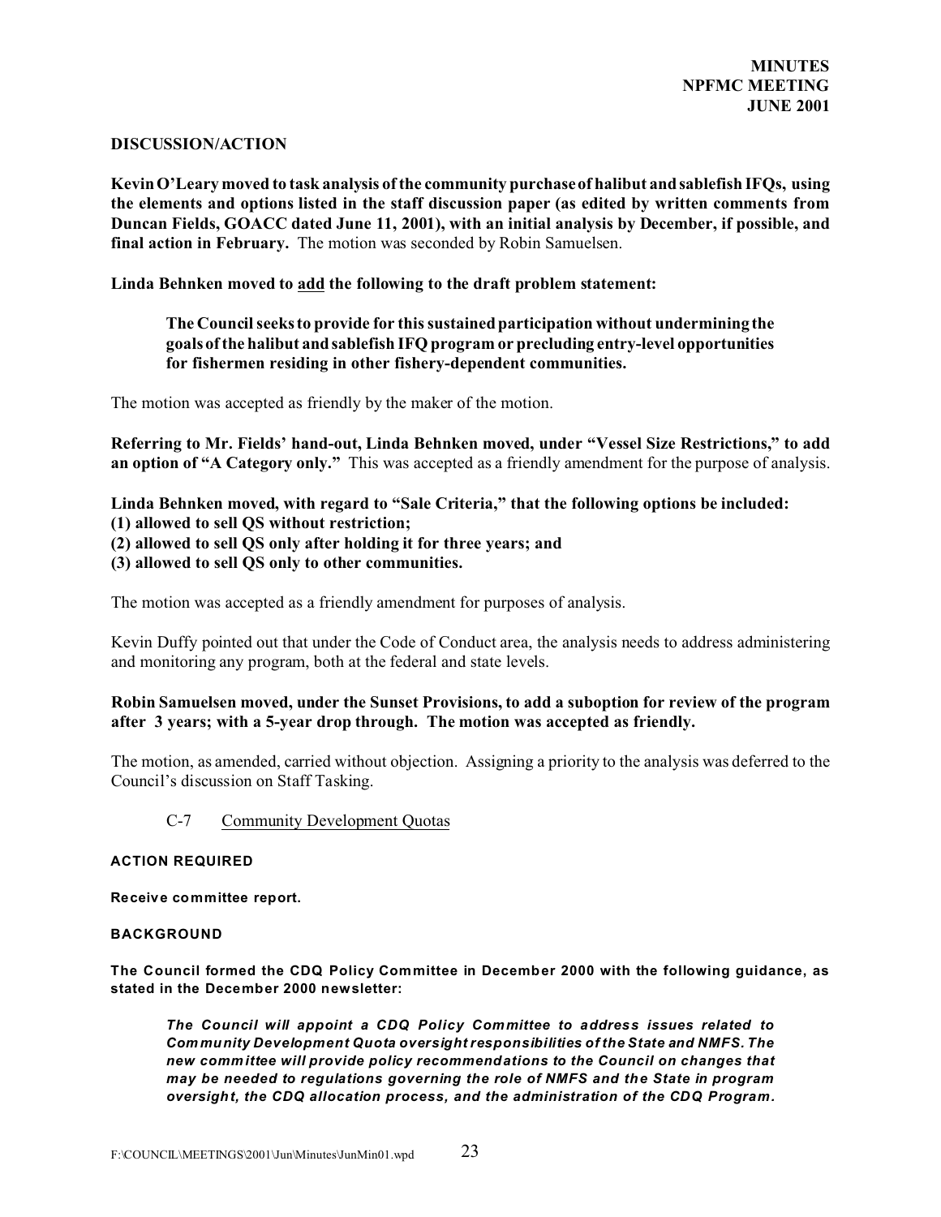**DISCUSSION/ACTION**

**Kevin O'Leary moved to task analysis of the community purchase of halibut and sablefish IFQs, using the elements and options listed in the staff discussion paper (as edited by written comments from Duncan Fields, GOACC dated June 11, 2001), with an initial analysis by December, if possible, and final action in February.** The motion was seconded by Robin Samuelsen.

**Linda Behnken moved to <u>add</u> the following to the draft problem statement:**

> **The Council seeks to provide for this sustained participation without undermining the goals of the halibut and sablefish IFQ program or precluding entry-level opportunities for fishermen residing in other fishery-dependent communities.**

The motion was accepted as friendly by the maker of the motion.

**Referring to Mr. Fields' hand-out, Linda Behnken moved, under "Vessel Size Restrictions," to add an option of "A Category only."** This was accepted as a friendly amendment for the purpose of analysis.

**Linda Behnken moved, with regard to "Sale Criteria," that the following options be included:**
**(1) allowed to sell QS without restriction;**
**(2) allowed to sell QS only after holding it for three years; and**
**(3) allowed to sell QS only to other communities.**

The motion was accepted as a friendly amendment for purposes of analysis.

Kevin Duffy pointed out that under the Code of Conduct area, the analysis needs to address administering and monitoring any program, both at the federal and state levels.

**Robin Samuelsen moved, under the Sunset Provisions, to add a suboption for review of the program after 3 years; with a 5-year drop through. The motion was accepted as friendly.**

The motion, as amended, carried without objection. Assigning a priority to the analysis was deferred to the Council's discussion on Staff Tasking.

C-7 <u>Community Development Quotas</u>

**ACTION REQUIRED**

**Receive committee report.**

**BACKGROUND**

**The Council formed the CDQ Policy Committee in December 2000 with the following guidance, as stated in the December 2000 newsletter:**

> ***The Council will appoint a CDQ Policy Committee to address issues related to Community Development Quota oversight responsibilities of the State and NMFS. The new committee will provide policy recommendations to the Council on changes that may be needed to regulations governing the role of NMFS and the State in program oversight, the CDQ allocation process, and the administration of the CDQ Program.***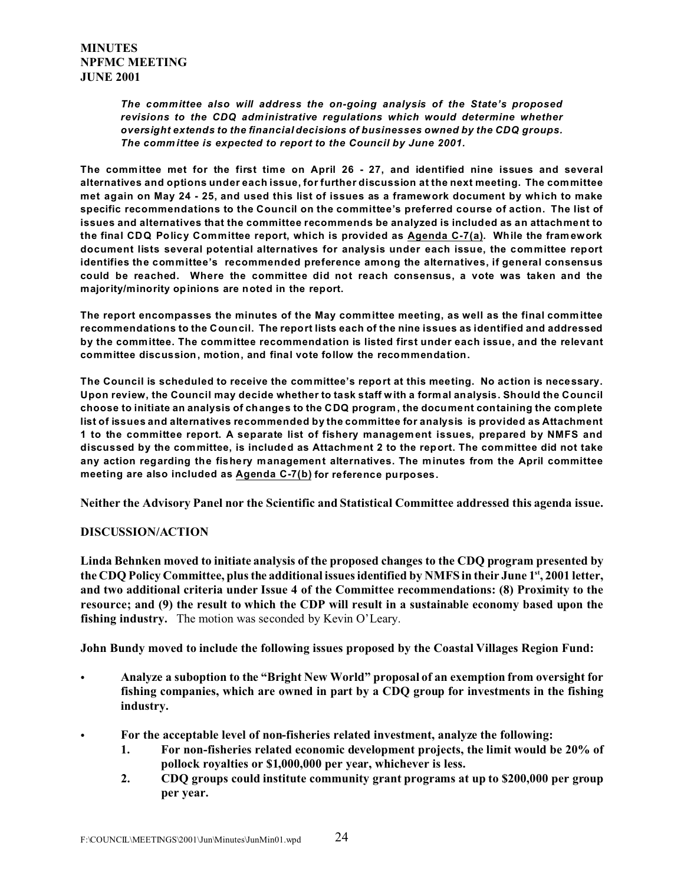***The committee also will address the on-going analysis of the State's proposed revisions to the CDQ administrative regulations which would determine whether oversight extends to the financial decisions of businesses owned by the CDQ groups. The committee is expected to report to the Council by June 2001.***

**The committee met for the first time on April 26 - 27, and identified nine issues and several alternatives and options under each issue, for further discussion at the next meeting. The committee met again on May 24 - 25, and used this list of issues as a framework document by which to make specific recommendations to the Council on the committee's preferred course of action. The list of issues and alternatives that the committee recommends be analyzed is included as an attachment to the final CDQ Policy Committee report, which is provided as Agenda C-7(a). While the framework document lists several potential alternatives for analysis under each issue, the committee report identifies the committee's recommended preference among the alternatives, if general consensus could be reached. Where the committee did not reach consensus, a vote was taken and the majority/minority opinions are noted in the report.**

**The report encompasses the minutes of the May committee meeting, as well as the final committee recommendations to the Council. The report lists each of the nine issues as identified and addressed by the committee. The committee recommendation is listed first under each issue, and the relevant committee discussion, motion, and final vote follow the recommendation.**

**The Council is scheduled to receive the committee's report at this meeting. No action is necessary. Upon review, the Council may decide whether to task staff with a formal analysis. Should the Council choose to initiate an analysis of changes to the CDQ program, the document containing the complete list of issues and alternatives recommended by the committee for analysis is provided as Attachment 1 to the committee report. A separate list of fishery management issues, prepared by NMFS and discussed by the committee, is included as Attachment 2 to the report. The committee did not take any action regarding the fishery management alternatives. The minutes from the April committee meeting are also included as Agenda C-7(b) for reference purposes.**

**Neither the Advisory Panel nor the Scientific and Statistical Committee addressed this agenda issue.**

## DISCUSSION/ACTION

**Linda Behnken moved to initiate analysis of the proposed changes to the CDQ program presented by the CDQ Policy Committee, plus the additional issues identified by NMFS in their June 1st, 2001 letter, and two additional criteria under Issue 4 of the Committee recommendations: (8) Proximity to the resource; and (9) the result to which the CDP will result in a sustainable economy based upon the fishing industry.** The motion was seconded by Kevin O'Leary.

**John Bundy moved to include the following issues proposed by the Coastal Villages Region Fund:**

- **Analyze a suboption to the "Bright New World" proposal of an exemption from oversight for fishing companies, which are owned in part by a CDQ group for investments in the fishing industry.**
- **For the acceptable level of non-fisheries related investment, analyze the following:**
  1. **For non-fisheries related economic development projects, the limit would be 20% of pollock royalties or $1,000,000 per year, whichever is less.**
  2. **CDQ groups could institute community grant programs at up to $200,000 per group per year.**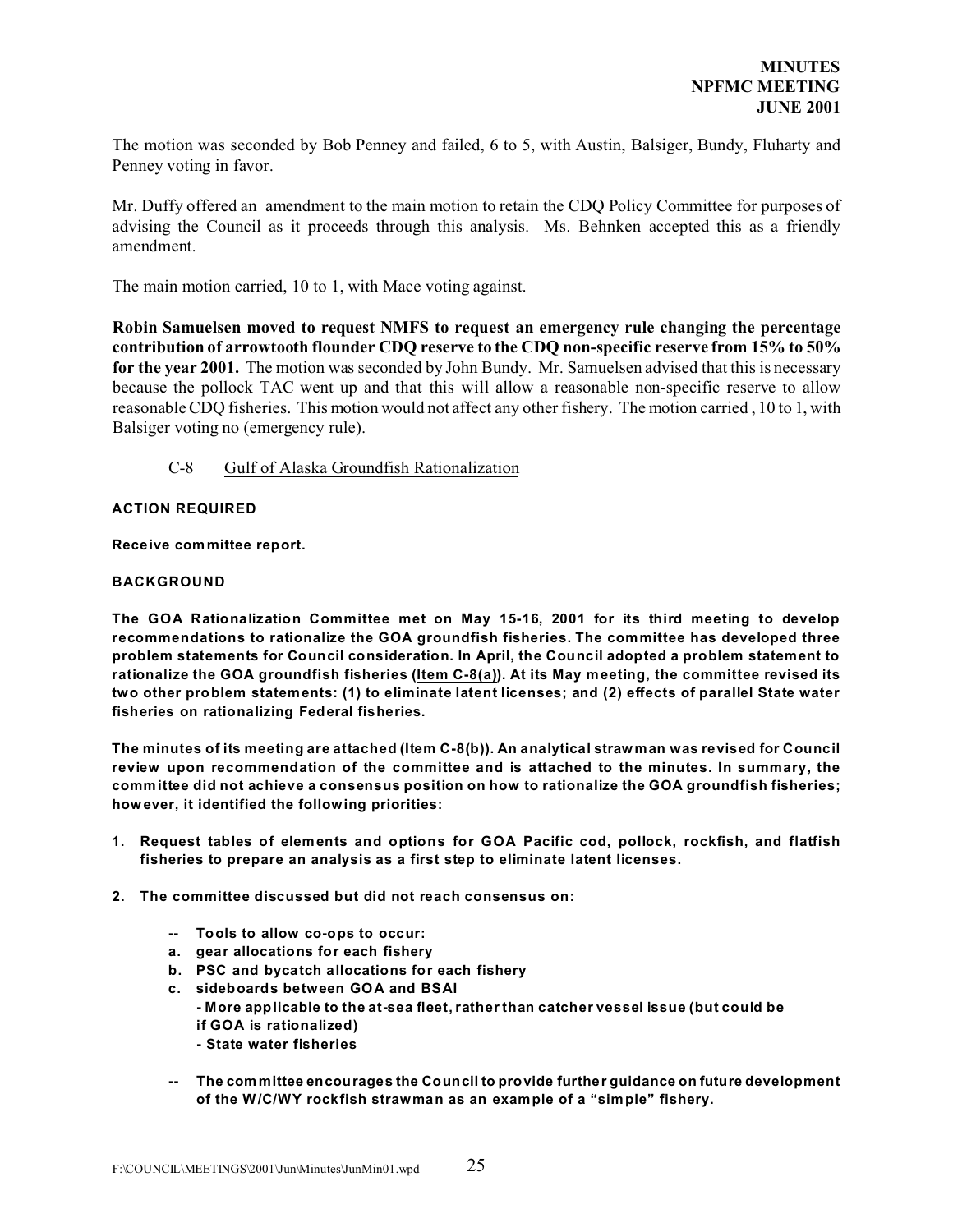The motion was seconded by Bob Penney and failed, 6 to 5, with Austin, Balsiger, Bundy, Fluharty and Penney voting in favor.

Mr. Duffy offered an amendment to the main motion to retain the CDQ Policy Committee for purposes of advising the Council as it proceeds through this analysis. Ms. Behnken accepted this as a friendly amendment.

The main motion carried, 10 to 1, with Mace voting against.

**Robin Samuelsen moved to request NMFS to request an emergency rule changing the percentage contribution of arrowtooth flounder CDQ reserve to the CDQ non-specific reserve from 15% to 50% for the year 2001.** The motion was seconded by John Bundy. Mr. Samuelsen advised that this is necessary because the pollock TAC went up and that this will allow a reasonable non-specific reserve to allow reasonable CDQ fisheries. This motion would not affect any other fishery. The motion carried , 10 to 1, with Balsiger voting no (emergency rule).

## C-8 Gulf of Alaska Groundfish Rationalization

**ACTION REQUIRED**

**Receive committee report.**

**BACKGROUND**

**The GOA Rationalization Committee met on May 15-16, 2001 for its third meeting to develop recommendations to rationalize the GOA groundfish fisheries. The committee has developed three problem statements for Council consideration. In April, the Council adopted a problem statement to rationalize the GOA groundfish fisheries (Item C-8(a)). At its May meeting, the committee revised its two other problem statements: (1) to eliminate latent licenses; and (2) effects of parallel State water fisheries on rationalizing Federal fisheries.**

**The minutes of its meeting are attached (Item C-8(b)). An analytical strawman was revised for Council review upon recommendation of the committee and is attached to the minutes. In summary, the committee did not achieve a consensus position on how to rationalize the GOA groundfish fisheries; however, it identified the following priorities:**

1. **Request tables of elements and options for GOA Pacific cod, pollock, rockfish, and flatfish fisheries to prepare an analysis as a first step to eliminate latent licenses.**

2. **The committee discussed but did not reach consensus on:**

    **-- Tools to allow co-ops to occur:**
    
    **a. gear allocations for each fishery**
    
    **b. PSC and bycatch allocations for each fishery**
    
    **c. sideboards between GOA and BSAI**
    
    **- More applicable to the at-sea fleet, rather than catcher vessel issue (but could be if GOA is rationalized)**
    
    **- State water fisheries**

    **-- The committee encourages the Council to provide further guidance on future development of the W/C/WY rockfish strawman as an example of a "simple" fishery.**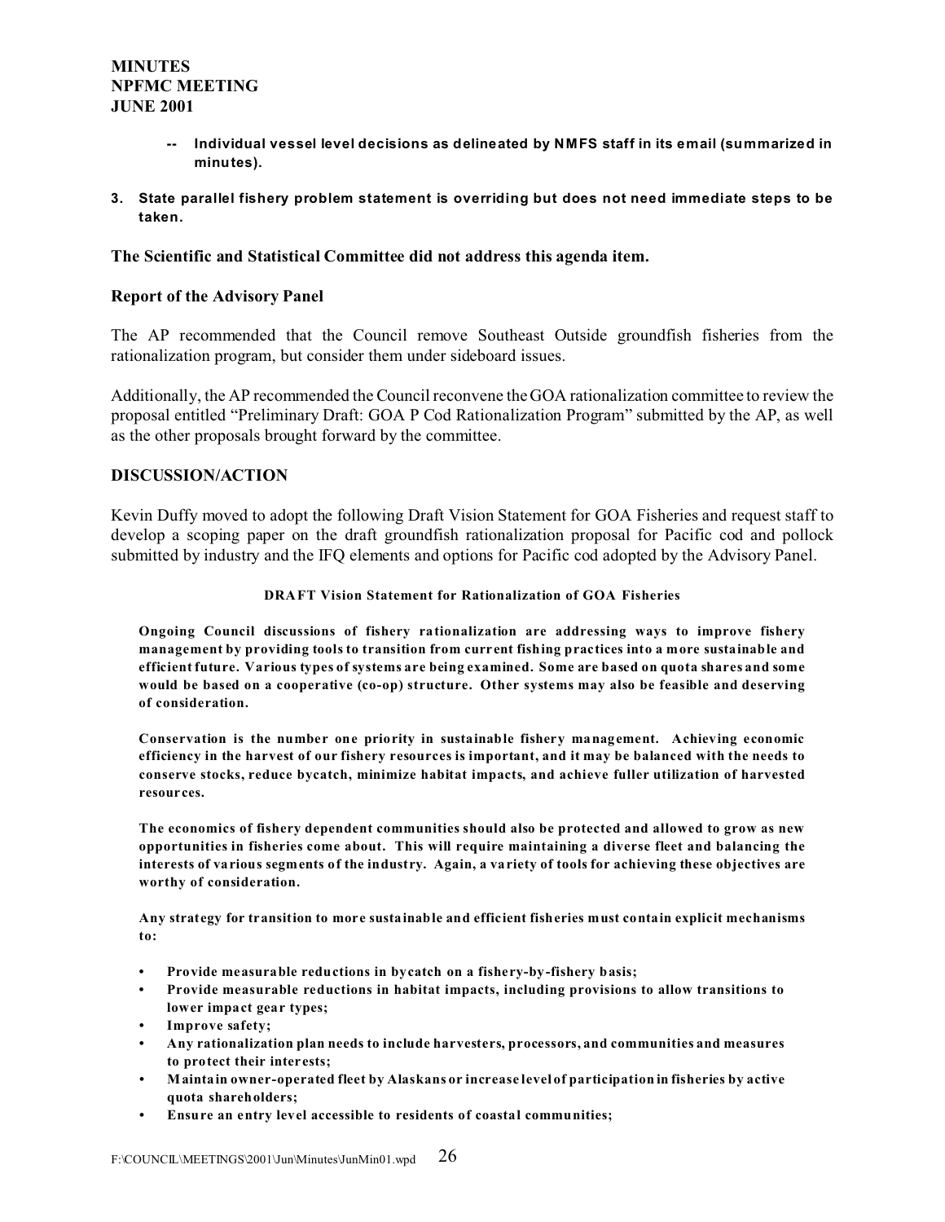**-- Individual vessel level decisions as delineated by NMFS staff in its email (summarized in minutes).**

**3. State parallel fishery problem statement is overriding but does not need immediate steps to be taken.**

**The Scientific and Statistical Committee did not address this agenda item.**

**Report of the Advisory Panel**

The AP recommended that the Council remove Southeast Outside groundfish fisheries from the rationalization program, but consider them under sideboard issues.

Additionally, the AP recommended the Council reconvene the GOA rationalization committee to review the proposal entitled "Preliminary Draft: GOA P Cod Rationalization Program" submitted by the AP, as well as the other proposals brought forward by the committee.

**DISCUSSION/ACTION**

Kevin Duffy moved to adopt the following Draft Vision Statement for GOA Fisheries and request staff to develop a scoping paper on the draft groundfish rationalization proposal for Pacific cod and pollock submitted by industry and the IFQ elements and options for Pacific cod adopted by the Advisory Panel.

**DRAFT Vision Statement for Rationalization of GOA Fisheries**

**Ongoing Council discussions of fishery rationalization are addressing ways to improve fishery management by providing tools to transition from current fishing practices into a more sustainable and efficient future. Various types of systems are being examined. Some are based on quota shares and some would be based on a cooperative (co-op) structure. Other systems may also be feasible and deserving of consideration.**

**Conservation is the number one priority in sustainable fishery management. Achieving economic efficiency in the harvest of our fishery resources is important, and it may be balanced with the needs to conserve stocks, reduce bycatch, minimize habitat impacts, and achieve fuller utilization of harvested resources.**

**The economics of fishery dependent communities should also be protected and allowed to grow as new opportunities in fisheries come about. This will require maintaining a diverse fleet and balancing the interests of various segments of the industry. Again, a variety of tools for achieving these objectives are worthy of consideration.**

**Any strategy for transition to more sustainable and efficient fisheries must contain explicit mechanisms to:**

- **Provide measurable reductions in bycatch on a fishery-by-fishery basis;**
- **Provide measurable reductions in habitat impacts, including provisions to allow transitions to lower impact gear types;**
- **Improve safety;**
- **Any rationalization plan needs to include harvesters, processors, and communities and measures to protect their interests;**
- **Maintain owner-operated fleet by Alaskans or increase level of participation in fisheries by active quota shareholders;**
- **Ensure an entry level accessible to residents of coastal communities;**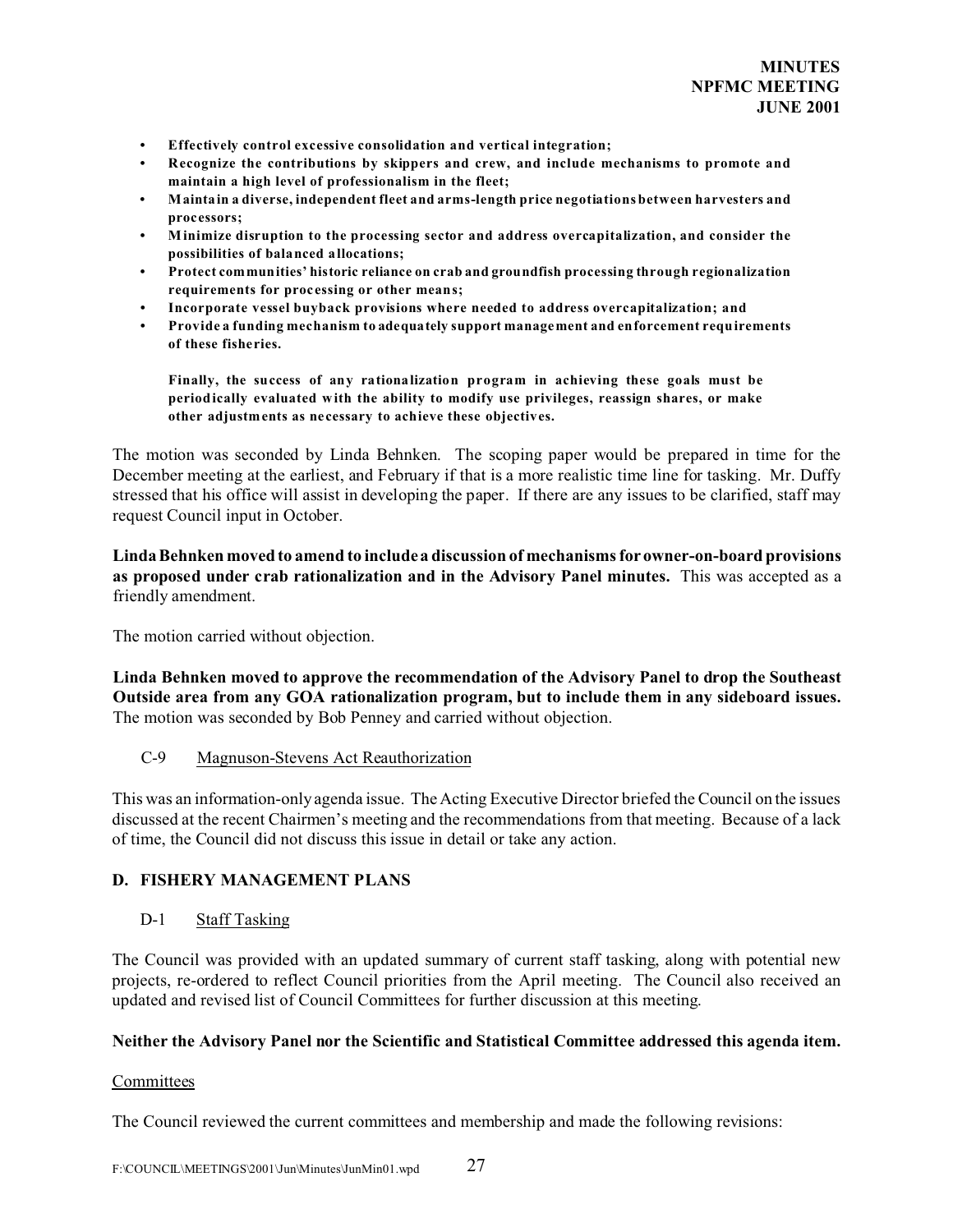- **Effectively control excessive consolidation and vertical integration;**
- **Recognize the contributions by skippers and crew, and include mechanisms to promote and maintain a high level of professionalism in the fleet;**
- **Maintain a diverse, independent fleet and arms-length price negotiations between harvesters and processors;**
- **Minimize disruption to the processing sector and address overcapitalization, and consider the possibilities of balanced allocations;**
- **Protect communities' historic reliance on crab and groundfish processing through regionalization requirements for processing or other means;**
- **Incorporate vessel buyback provisions where needed to address overcapitalization; and**
- **Provide a funding mechanism to adequately support management and enforcement requirements of these fisheries.**

**Finally, the success of any rationalization program in achieving these goals must be periodically evaluated with the ability to modify use privileges, reassign shares, or make other adjustments as necessary to achieve these objectives.**

The motion was seconded by Linda Behnken. The scoping paper would be prepared in time for the December meeting at the earliest, and February if that is a more realistic time line for tasking. Mr. Duffy stressed that his office will assist in developing the paper. If there are any issues to be clarified, staff may request Council input in October.

**Linda Behnken moved to amend to include a discussion of mechanisms for owner-on-board provisions as proposed under crab rationalization and in the Advisory Panel minutes.** This was accepted as a friendly amendment.

The motion carried without objection.

**Linda Behnken moved to approve the recommendation of the Advisory Panel to drop the Southeast Outside area from any GOA rationalization program, but to include them in any sideboard issues.** The motion was seconded by Bob Penney and carried without objection.

C-9 Magnuson-Stevens Act Reauthorization

This was an information-only agenda issue. The Acting Executive Director briefed the Council on the issues discussed at the recent Chairmen's meeting and the recommendations from that meeting. Because of a lack of time, the Council did not discuss this issue in detail or take any action.

## D. FISHERY MANAGEMENT PLANS

D-1 Staff Tasking

The Council was provided with an updated summary of current staff tasking, along with potential new projects, re-ordered to reflect Council priorities from the April meeting. The Council also received an updated and revised list of Council Committees for further discussion at this meeting.

**Neither the Advisory Panel nor the Scientific and Statistical Committee addressed this agenda item.**

Committees

The Council reviewed the current committees and membership and made the following revisions: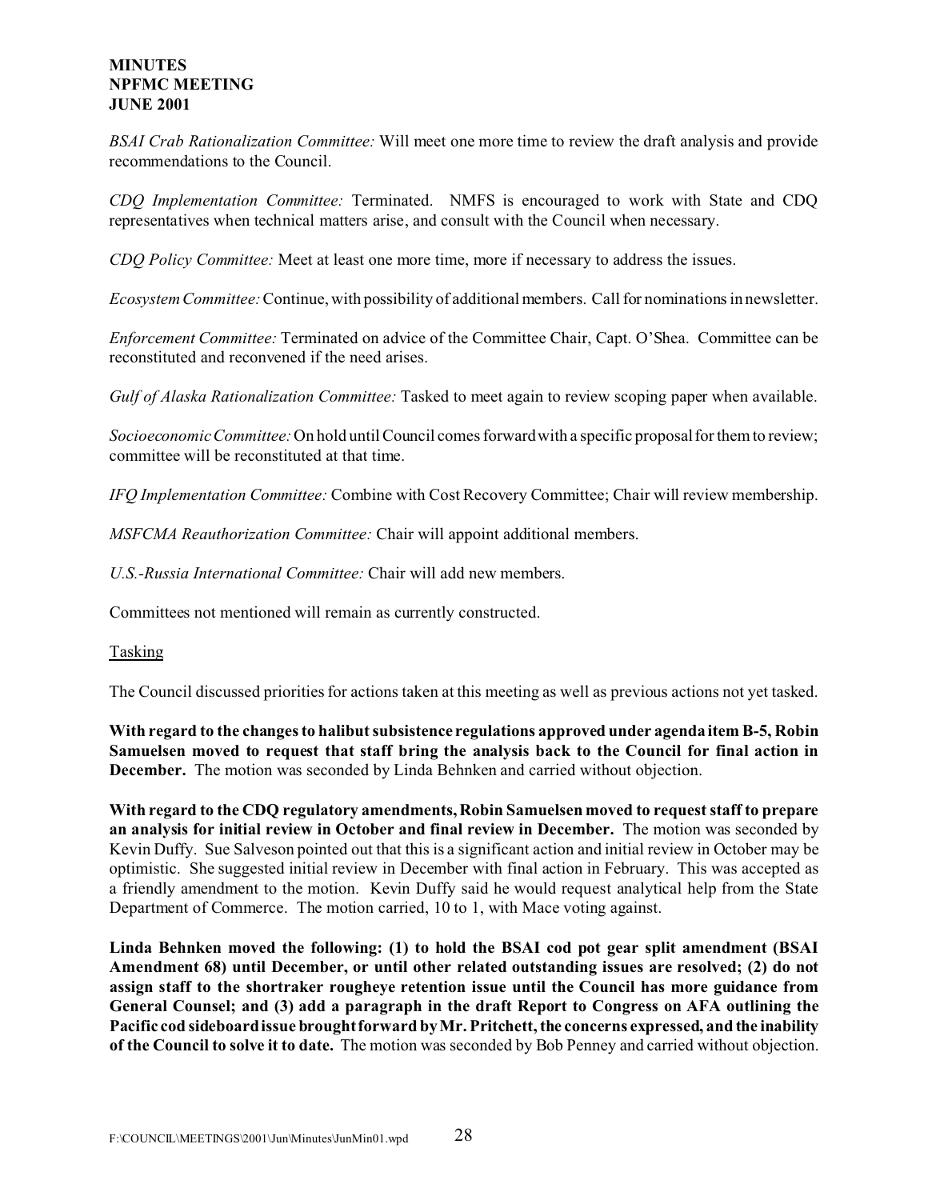*BSAI Crab Rationalization Committee:* Will meet one more time to review the draft analysis and provide recommendations to the Council.

*CDQ Implementation Committee:* Terminated. NMFS is encouraged to work with State and CDQ representatives when technical matters arise, and consult with the Council when necessary.

*CDQ Policy Committee:* Meet at least one more time, more if necessary to address the issues.

*Ecosystem Committee:* Continue, with possibility of additional members. Call for nominations in newsletter.

*Enforcement Committee:* Terminated on advice of the Committee Chair, Capt. O'Shea. Committee can be reconstituted and reconvened if the need arises.

*Gulf of Alaska Rationalization Committee:* Tasked to meet again to review scoping paper when available.

*Socioeconomic Committee:* On hold until Council comes forward with a specific proposal for them to review; committee will be reconstituted at that time.

*IFQ Implementation Committee:* Combine with Cost Recovery Committee; Chair will review membership.

*MSFCMA Reauthorization Committee:* Chair will appoint additional members.

*U.S.-Russia International Committee:* Chair will add new members.

Committees not mentioned will remain as currently constructed.

<u>Tasking</u>

The Council discussed priorities for actions taken at this meeting as well as previous actions not yet tasked.

**With regard to the changes to halibut subsistence regulations approved under agenda item B-5, Robin Samuelsen moved to request that staff bring the analysis back to the Council for final action in December.** The motion was seconded by Linda Behnken and carried without objection.

**With regard to the CDQ regulatory amendments, Robin Samuelsen moved to request staff to prepare an analysis for initial review in October and final review in December.** The motion was seconded by Kevin Duffy. Sue Salveson pointed out that this is a significant action and initial review in October may be optimistic. She suggested initial review in December with final action in February. This was accepted as a friendly amendment to the motion. Kevin Duffy said he would request analytical help from the State Department of Commerce. The motion carried, 10 to 1, with Mace voting against.

**Linda Behnken moved the following: (1) to hold the BSAI cod pot gear split amendment (BSAI Amendment 68) until December, or until other related outstanding issues are resolved; (2) do not assign staff to the shortraker rougheye retention issue until the Council has more guidance from General Counsel; and (3) add a paragraph in the draft Report to Congress on AFA outlining the Pacific cod sideboard issue brought forward by Mr. Pritchett, the concerns expressed, and the inability of the Council to solve it to date.** The motion was seconded by Bob Penney and carried without objection.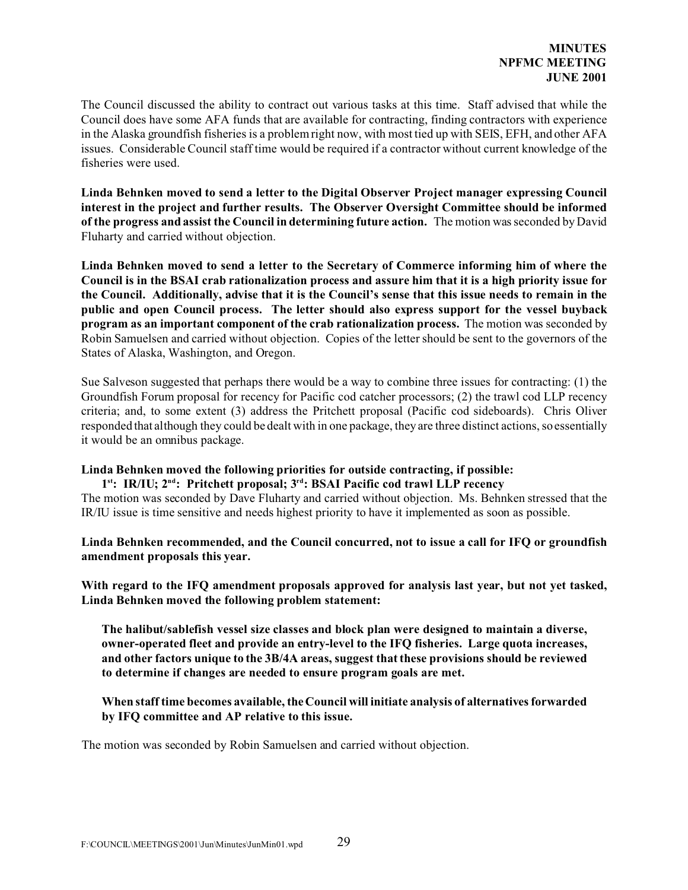The Council discussed the ability to contract out various tasks at this time. Staff advised that while the Council does have some AFA funds that are available for contracting, finding contractors with experience in the Alaska groundfish fisheries is a problem right now, with most tied up with SEIS, EFH, and other AFA issues. Considerable Council staff time would be required if a contractor without current knowledge of the fisheries were used.

**Linda Behnken moved to send a letter to the Digital Observer Project manager expressing Council interest in the project and further results. The Observer Oversight Committee should be informed of the progress and assist the Council in determining future action.** The motion was seconded by David Fluharty and carried without objection.

**Linda Behnken moved to send a letter to the Secretary of Commerce informing him of where the Council is in the BSAI crab rationalization process and assure him that it is a high priority issue for the Council. Additionally, advise that it is the Council's sense that this issue needs to remain in the public and open Council process. The letter should also express support for the vessel buyback program as an important component of the crab rationalization process.** The motion was seconded by Robin Samuelsen and carried without objection. Copies of the letter should be sent to the governors of the States of Alaska, Washington, and Oregon.

Sue Salveson suggested that perhaps there would be a way to combine three issues for contracting: (1) the Groundfish Forum proposal for recency for Pacific cod catcher processors; (2) the trawl cod LLP recency criteria; and, to some extent (3) address the Pritchett proposal (Pacific cod sideboards). Chris Oliver responded that although they could be dealt with in one package, they are three distinct actions, so essentially it would be an omnibus package.

**Linda Behnken moved the following priorities for outside contracting, if possible:**

**1st: IR/IU; 2nd: Pritchett proposal; 3rd: BSAI Pacific cod trawl LLP recency**

The motion was seconded by Dave Fluharty and carried without objection. Ms. Behnken stressed that the IR/IU issue is time sensitive and needs highest priority to have it implemented as soon as possible.

**Linda Behnken recommended, and the Council concurred, not to issue a call for IFQ or groundfish amendment proposals this year.**

**With regard to the IFQ amendment proposals approved for analysis last year, but not yet tasked, Linda Behnken moved the following problem statement:**

> **The halibut/sablefish vessel size classes and block plan were designed to maintain a diverse, owner-operated fleet and provide an entry-level to the IFQ fisheries. Large quota increases, and other factors unique to the 3B/4A areas, suggest that these provisions should be reviewed to determine if changes are needed to ensure program goals are met.**
>
> **When staff time becomes available, the Council will initiate analysis of alternatives forwarded by IFQ committee and AP relative to this issue.**

The motion was seconded by Robin Samuelsen and carried without objection.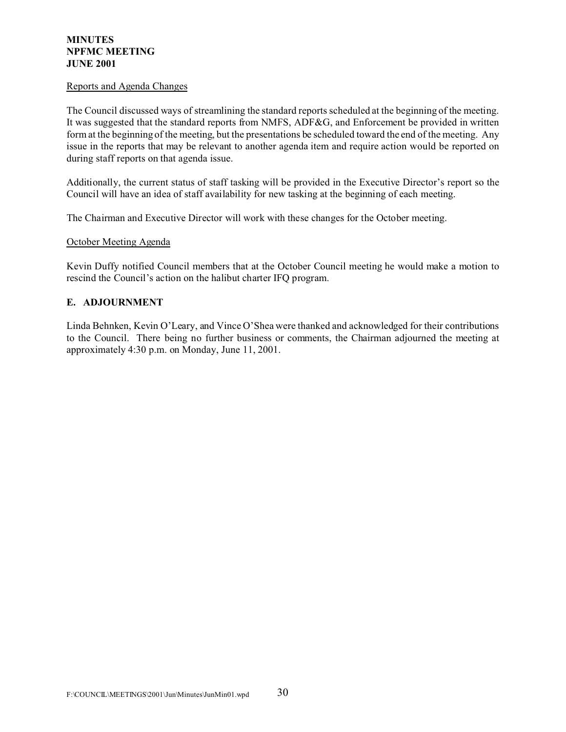Reports and Agenda Changes

The Council discussed ways of streamlining the standard reports scheduled at the beginning of the meeting. It was suggested that the standard reports from NMFS, ADF&G, and Enforcement be provided in written form at the beginning of the meeting, but the presentations be scheduled toward the end of the meeting. Any issue in the reports that may be relevant to another agenda item and require action would be reported on during staff reports on that agenda issue.

Additionally, the current status of staff tasking will be provided in the Executive Director's report so the Council will have an idea of staff availability for new tasking at the beginning of each meeting.

The Chairman and Executive Director will work with these changes for the October meeting.

October Meeting Agenda

Kevin Duffy notified Council members that at the October Council meeting he would make a motion to rescind the Council's action on the halibut charter IFQ program.

## E. ADJOURNMENT

Linda Behnken, Kevin O'Leary, and Vince O'Shea were thanked and acknowledged for their contributions to the Council. There being no further business or comments, the Chairman adjourned the meeting at approximately 4:30 p.m. on Monday, June 11, 2001.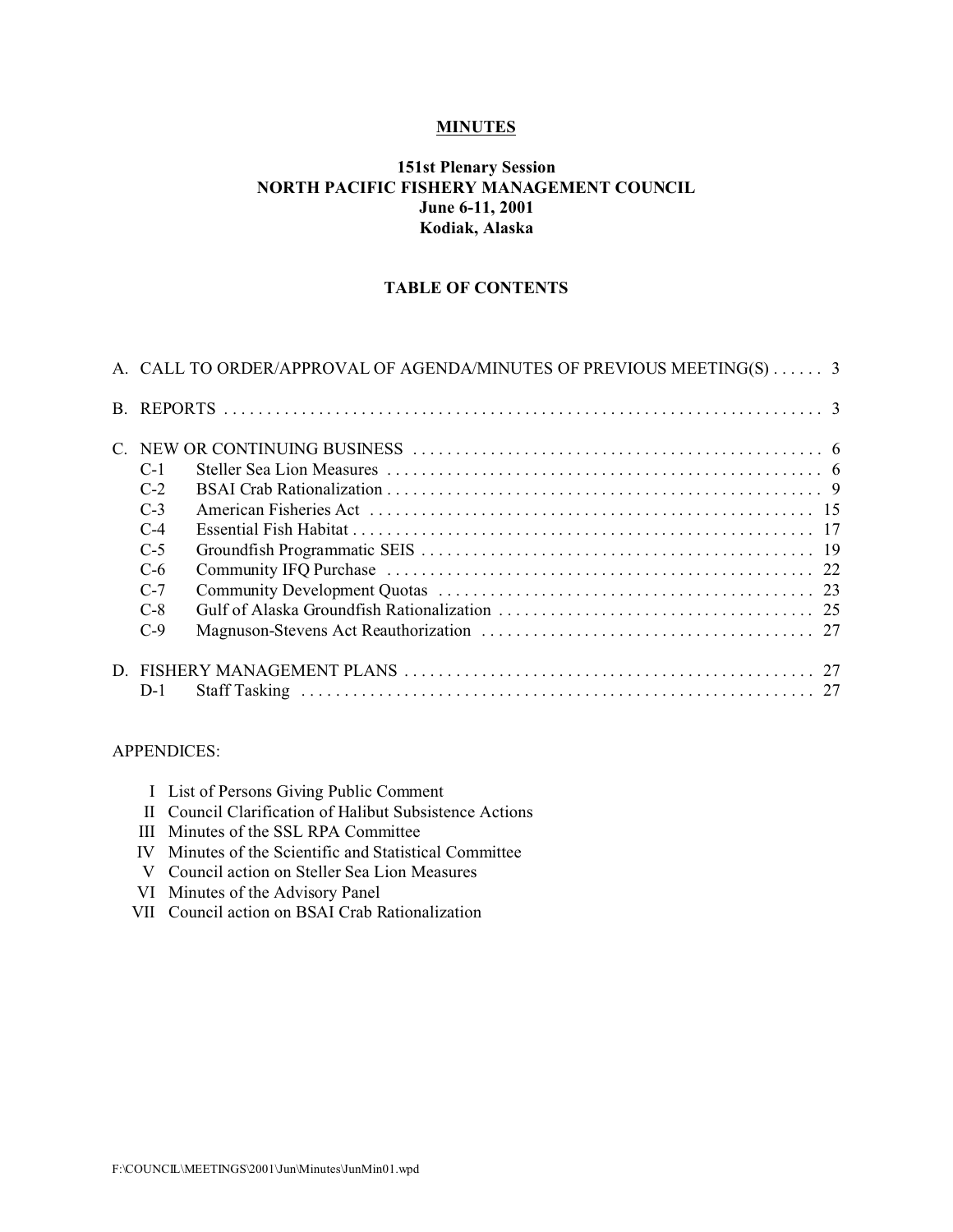**MINUTES**

**151st Plenary Session**
**NORTH PACIFIC FISHERY MANAGEMENT COUNCIL**
**June 6-11, 2001**
**Kodiak, Alaska**

**TABLE OF CONTENTS**

A. CALL TO ORDER/APPROVAL OF AGENDA/MINUTES OF PREVIOUS MEETING(S) . . . . . . 3

B. REPORTS . . . . . . . . . . . . . . . . . . . . . . . . . . . . . . . . . . . . . . . . . . . . . . . . . . . . . . . . . . . . . . . . . . . . . 3

C. NEW OR CONTINUING BUSINESS . . . . . . . . . . . . . . . . . . . . . . . . . . . . . . . . . . . . . . . . . . . . . . . 6
- C-1 Steller Sea Lion Measures . . . . . . . . . . . . . . . . . . . . . . . . . . . . . . . . . . . . . . . . . . . . . . . . . 6
- C-2 BSAI Crab Rationalization . . . . . . . . . . . . . . . . . . . . . . . . . . . . . . . . . . . . . . . . . . . . . . . . . . 9
- C-3 American Fisheries Act . . . . . . . . . . . . . . . . . . . . . . . . . . . . . . . . . . . . . . . . . . . . . . . . . . . 15
- C-4 Essential Fish Habitat . . . . . . . . . . . . . . . . . . . . . . . . . . . . . . . . . . . . . . . . . . . . . . . . . . . . 17
- C-5 Groundfish Programmatic SEIS . . . . . . . . . . . . . . . . . . . . . . . . . . . . . . . . . . . . . . . . . . . . . 19
- C-6 Community IFQ Purchase . . . . . . . . . . . . . . . . . . . . . . . . . . . . . . . . . . . . . . . . . . . . . . . . . 22
- C-7 Community Development Quotas . . . . . . . . . . . . . . . . . . . . . . . . . . . . . . . . . . . . . . . . . . . 23
- C-8 Gulf of Alaska Groundfish Rationalization . . . . . . . . . . . . . . . . . . . . . . . . . . . . . . . . . . . . 25
- C-9 Magnuson-Stevens Act Reauthorization . . . . . . . . . . . . . . . . . . . . . . . . . . . . . . . . . . . . . . 27

D. FISHERY MANAGEMENT PLANS . . . . . . . . . . . . . . . . . . . . . . . . . . . . . . . . . . . . . . . . . . . . . . . 27
- D-1 Staff Tasking . . . . . . . . . . . . . . . . . . . . . . . . . . . . . . . . . . . . . . . . . . . . . . . . . . . . . . . . . . . 27

APPENDICES:

- I List of Persons Giving Public Comment
- II Council Clarification of Halibut Subsistence Actions
- III Minutes of the SSL RPA Committee
- IV Minutes of the Scientific and Statistical Committee
- V Council action on Steller Sea Lion Measures
- VI Minutes of the Advisory Panel
- VII Council action on BSAI Crab Rationalization

F:\COUNCIL\MEETINGS\2001\Jun\Minutes\JunMin01.wpd